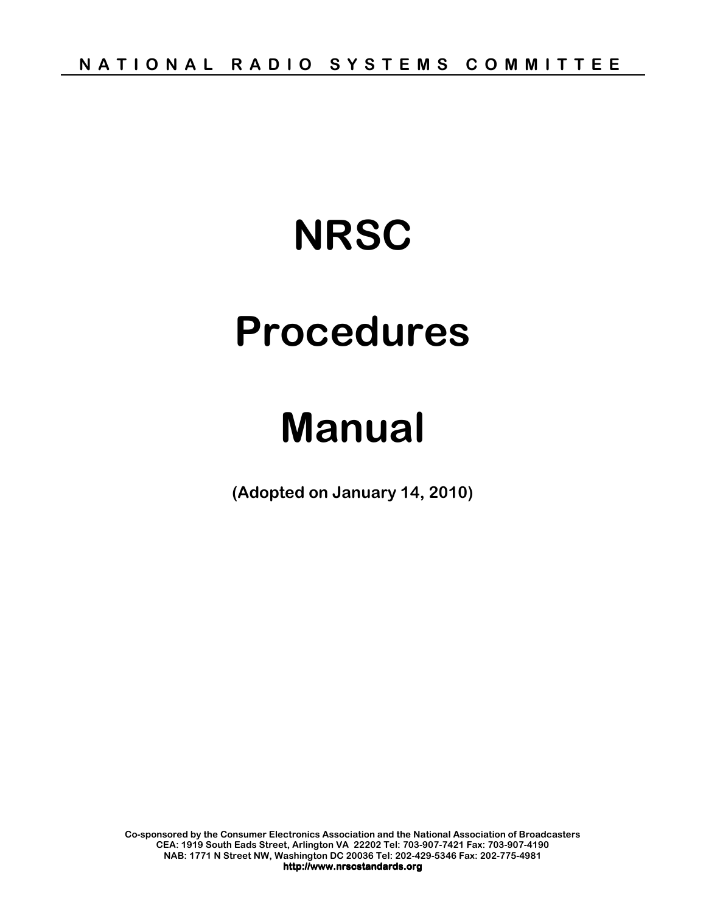NATIONAL RADIO SYSTEMS COMMITTEE

# NRSC

# Procedures

# Manual

**(Adopted on January 14, 2010)**

**Co-sponsored by the Consumer Electronics Association and the National Association of Broadcasters**
**CEA: 1919 South Eads Street, Arlington VA 22202 Tel: 703-907-7421 Fax: 703-907-4190**
**NAB: 1771 N Street NW, Washington DC 20036 Tel: 202-429-5346 Fax: 202-775-4981**
**http://www.nrscstandards.org**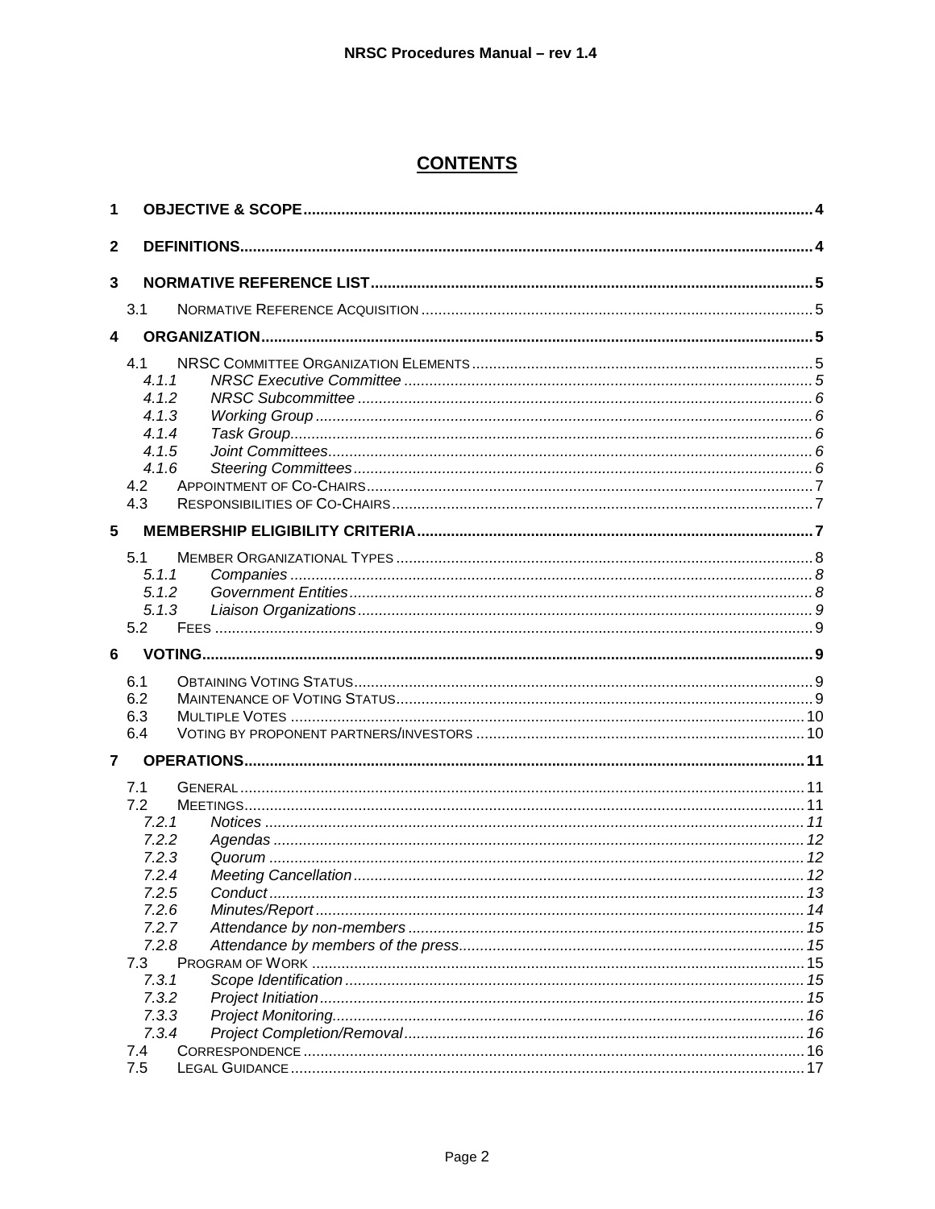# CONTENTS

1 OBJECTIVE & SCOPE ..... 4

2 DEFINITIONS ..... 4

3 NORMATIVE REFERENCE LIST ..... 5

- 3.1 NORMATIVE REFERENCE ACQUISITION ..... 5

4 ORGANIZATION ..... 5

- 4.1 NRSC COMMITTEE ORGANIZATION ELEMENTS ..... 5
  - *4.1.1 NRSC Executive Committee ..... 5*
  - *4.1.2 NRSC Subcommittee ..... 6*
  - *4.1.3 Working Group ..... 6*
  - *4.1.4 Task Group ..... 6*
  - *4.1.5 Joint Committees ..... 6*
  - *4.1.6 Steering Committees ..... 6*
- 4.2 APPOINTMENT OF CO-CHAIRS ..... 7
- 4.3 RESPONSIBILITIES OF CO-CHAIRS ..... 7

5 MEMBERSHIP ELIGIBILITY CRITERIA ..... 7

- 5.1 MEMBER ORGANIZATIONAL TYPES ..... 8
  - *5.1.1 Companies ..... 8*
  - *5.1.2 Government Entities ..... 8*
  - *5.1.3 Liaison Organizations ..... 9*
- 5.2 FEES ..... 9

6 VOTING ..... 9

- 6.1 OBTAINING VOTING STATUS ..... 9
- 6.2 MAINTENANCE OF VOTING STATUS ..... 9
- 6.3 MULTIPLE VOTES ..... 10
- 6.4 VOTING BY PROPONENT PARTNERS/INVESTORS ..... 10

7 OPERATIONS ..... 11

- 7.1 GENERAL ..... 11
- 7.2 MEETINGS ..... 11
  - *7.2.1 Notices ..... 11*
  - *7.2.2 Agendas ..... 12*
  - *7.2.3 Quorum ..... 12*
  - *7.2.4 Meeting Cancellation ..... 12*
  - *7.2.5 Conduct ..... 13*
  - *7.2.6 Minutes/Report ..... 14*
  - *7.2.7 Attendance by non-members ..... 15*
  - *7.2.8 Attendance by members of the press ..... 15*
- 7.3 PROGRAM OF WORK ..... 15
  - *7.3.1 Scope Identification ..... 15*
  - *7.3.2 Project Initiation ..... 15*
  - *7.3.3 Project Monitoring ..... 16*
  - *7.3.4 Project Completion/Removal ..... 16*
- 7.4 CORRESPONDENCE ..... 16
- 7.5 LEGAL GUIDANCE ..... 17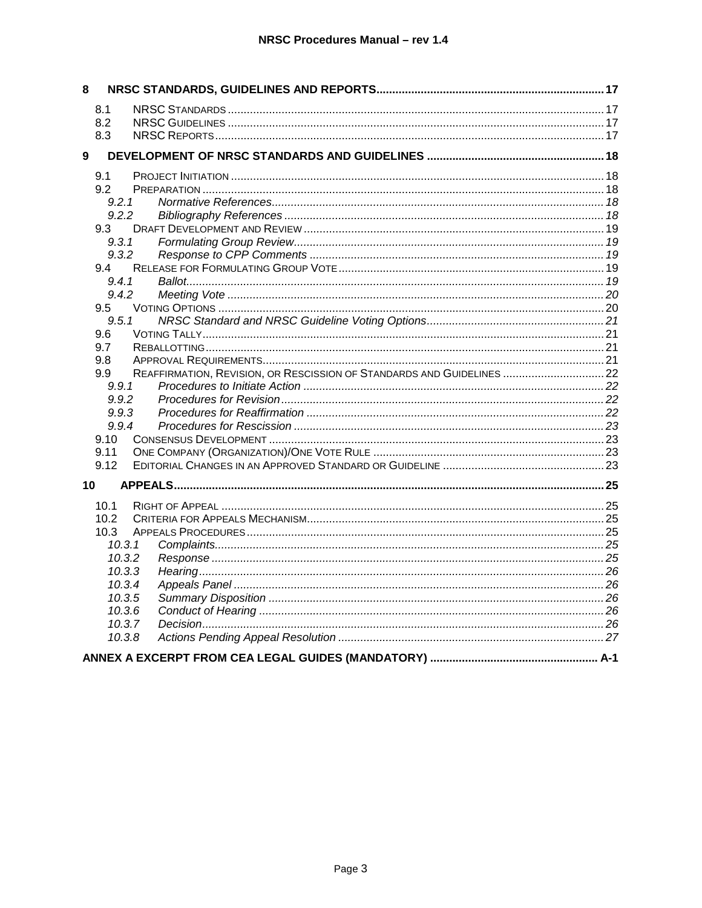**8 NRSC STANDARDS, GUIDELINES AND REPORTS....................................................................... 17**

- 8.1 NRSC STANDARDS ..................................................................................................................... 17
- 8.2 NRSC GUIDELINES ..................................................................................................................... 17
- 8.3 NRSC REPORTS......................................................................................................................... 17

**9 DEVELOPMENT OF NRSC STANDARDS AND GUIDELINES ....................................................... 18**

- 9.1 PROJECT INITIATION .................................................................................................................... 18
- 9.2 PREPARATION .............................................................................................................................. 18
  - *9.2.1 Normative References....................................................................................................... 18*
  - *9.2.2 Bibliography References ................................................................................................... 18*
- 9.3 DRAFT DEVELOPMENT AND REVIEW .............................................................................................. 19
  - *9.3.1 Formulating Group Review................................................................................................ 19*
  - *9.3.2 Response to CPP Comments ........................................................................................... 19*
- 9.4 RELEASE FOR FORMULATING GROUP VOTE ................................................................................... 19
  - *9.4.1 Ballot.................................................................................................................................. 19*
  - *9.4.2 Meeting Vote ..................................................................................................................... 20*
- 9.5 VOTING OPTIONS ......................................................................................................................... 20
  - *9.5.1 NRSC Standard and NRSC Guideline Voting Options....................................................... 21*
- 9.6 VOTING TALLY.............................................................................................................................. 21
- 9.7 REBALLOTTING............................................................................................................................. 21
- 9.8 APPROVAL REQUIREMENTS........................................................................................................... 21
- 9.9 REAFFIRMATION, REVISION, OR RESCISSION OF STANDARDS AND GUIDELINES ................................ 22
  - *9.9.1 Procedures to Initiate Action ............................................................................................. 22*
  - *9.9.2 Procedures for Revision.................................................................................................... 22*
  - *9.9.3 Procedures for Reaffirmation ............................................................................................ 22*
  - *9.9.4 Procedures for Rescission ................................................................................................ 23*
- 9.10 CONSENSUS DEVELOPMENT ......................................................................................................... 23
- 9.11 ONE COMPANY (ORGANIZATION)/ONE VOTE RULE ........................................................................ 23
- 9.12 EDITORIAL CHANGES IN AN APPROVED STANDARD OR GUIDELINE .................................................. 23

**10 APPEALS....................................................................................................................................... 25**

- 10.1 RIGHT OF APPEAL ........................................................................................................................ 25
- 10.2 CRITERIA FOR APPEALS MECHANISM............................................................................................. 25
- 10.3 APPEALS PROCEDURES................................................................................................................ 25
  - *10.3.1 Complaints......................................................................................................................... 25*
  - *10.3.2 Response .......................................................................................................................... 25*
  - *10.3.3 Hearing.............................................................................................................................. 26*
  - *10.3.4 Appeals Panel ................................................................................................................... 26*
  - *10.3.5 Summary Disposition ........................................................................................................ 26*
  - *10.3.6 Conduct of Hearing ........................................................................................................... 26*
  - *10.3.7 Decision............................................................................................................................. 26*
  - *10.3.8 Actions Pending Appeal Resolution .................................................................................. 27*

**ANNEX A EXCERPT FROM CEA LEGAL GUIDES (MANDATORY) ..................................................... A-1**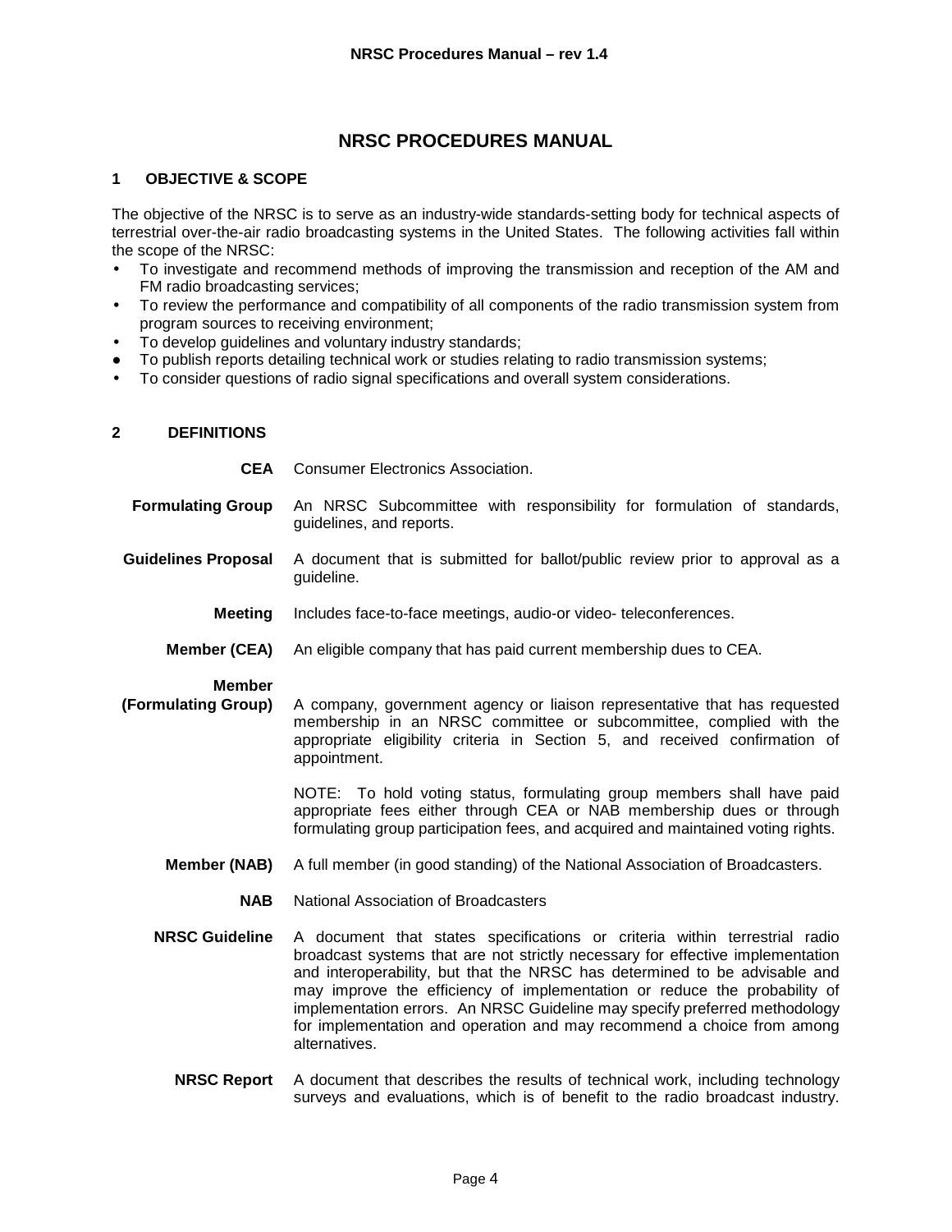# NRSC PROCEDURES MANUAL

## 1 OBJECTIVE & SCOPE

The objective of the NRSC is to serve as an industry-wide standards-setting body for technical aspects of terrestrial over-the-air radio broadcasting systems in the United States. The following activities fall within the scope of the NRSC:

- To investigate and recommend methods of improving the transmission and reception of the AM and FM radio broadcasting services;
- To review the performance and compatibility of all components of the radio transmission system from program sources to receiving environment;
- To develop guidelines and voluntary industry standards;
- To publish reports detailing technical work or studies relating to radio transmission systems;
- To consider questions of radio signal specifications and overall system considerations.

## 2 DEFINITIONS

**CEA** Consumer Electronics Association.

**Formulating Group** An NRSC Subcommittee with responsibility for formulation of standards, guidelines, and reports.

**Guidelines Proposal** A document that is submitted for ballot/public review prior to approval as a guideline.

**Meeting** Includes face-to-face meetings, audio-or video- teleconferences.

**Member (CEA)** An eligible company that has paid current membership dues to CEA.

**Member (Formulating Group)** A company, government agency or liaison representative that has requested membership in an NRSC committee or subcommittee, complied with the appropriate eligibility criteria in Section 5, and received confirmation of appointment.

NOTE: To hold voting status, formulating group members shall have paid appropriate fees either through CEA or NAB membership dues or through formulating group participation fees, and acquired and maintained voting rights.

**Member (NAB)** A full member (in good standing) of the National Association of Broadcasters.

**NAB** National Association of Broadcasters

**NRSC Guideline** A document that states specifications or criteria within terrestrial radio broadcast systems that are not strictly necessary for effective implementation and interoperability, but that the NRSC has determined to be advisable and may improve the efficiency of implementation or reduce the probability of implementation errors. An NRSC Guideline may specify preferred methodology for implementation and operation and may recommend a choice from among alternatives.

**NRSC Report** A document that describes the results of technical work, including technology surveys and evaluations, which is of benefit to the radio broadcast industry.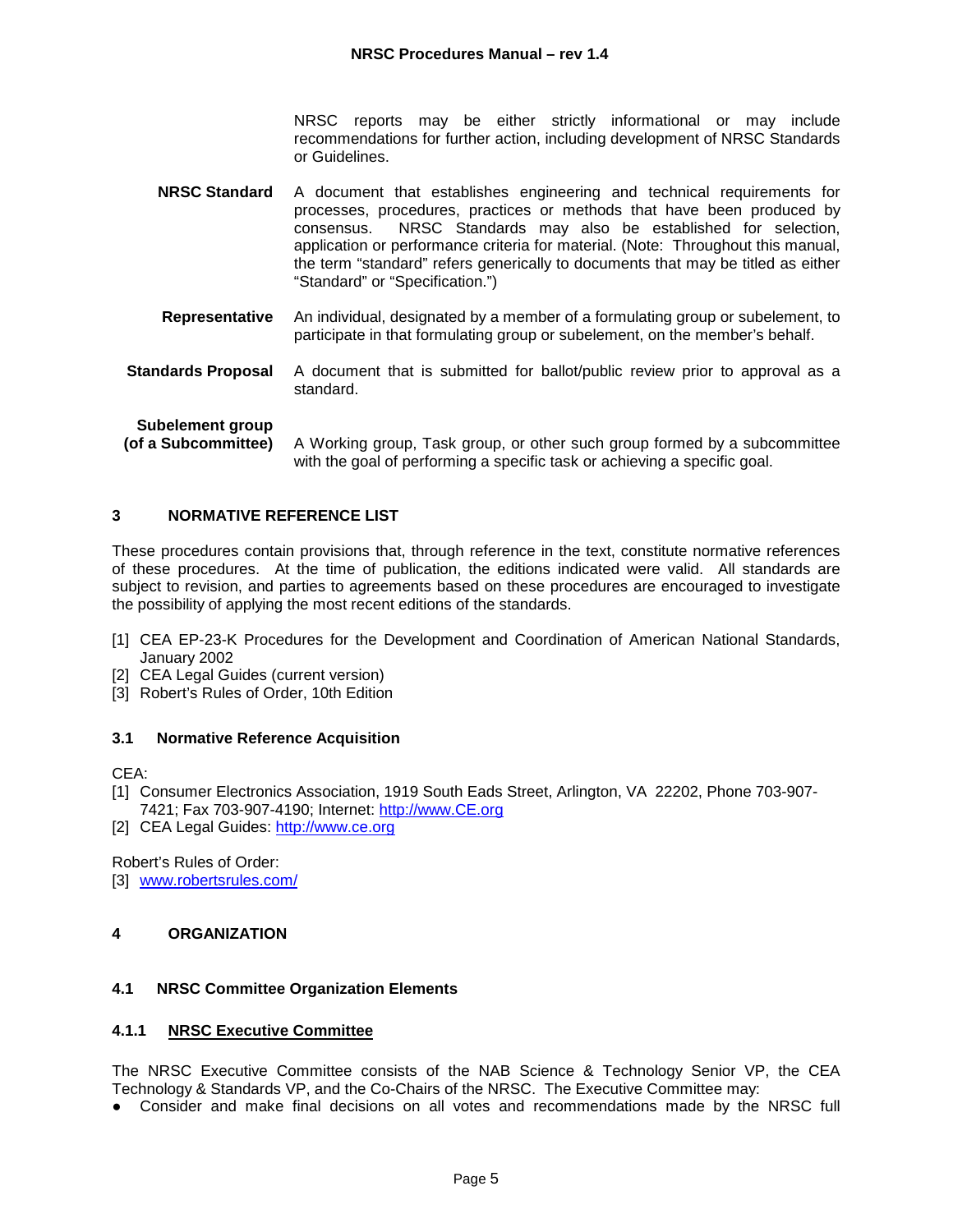NRSC reports may be either strictly informational or may include recommendations for further action, including development of NRSC Standards or Guidelines.

**NRSC Standard** A document that establishes engineering and technical requirements for processes, procedures, practices or methods that have been produced by consensus. NRSC Standards may also be established for selection, application or performance criteria for material. (Note: Throughout this manual, the term "standard" refers generically to documents that may be titled as either "Standard" or "Specification.")

**Representative** An individual, designated by a member of a formulating group or subelement, to participate in that formulating group or subelement, on the member's behalf.

**Standards Proposal** A document that is submitted for ballot/public review prior to approval as a standard.

**Subelement group (of a Subcommittee)** A Working group, Task group, or other such group formed by a subcommittee with the goal of performing a specific task or achieving a specific goal.

## 3 NORMATIVE REFERENCE LIST

These procedures contain provisions that, through reference in the text, constitute normative references of these procedures. At the time of publication, the editions indicated were valid. All standards are subject to revision, and parties to agreements based on these procedures are encouraged to investigate the possibility of applying the most recent editions of the standards.

[1] CEA EP-23-K Procedures for the Development and Coordination of American National Standards, January 2002
[2] CEA Legal Guides (current version)
[3] Robert's Rules of Order, 10th Edition

### 3.1 Normative Reference Acquisition

CEA:
[1] Consumer Electronics Association, 1919 South Eads Street, Arlington, VA 22202, Phone 703-907-7421; Fax 703-907-4190; Internet: http://www.CE.org
[2] CEA Legal Guides: http://www.ce.org

Robert's Rules of Order:
[3] www.robertsrules.com/

## 4 ORGANIZATION

### 4.1 NRSC Committee Organization Elements

#### 4.1.1 NRSC Executive Committee

The NRSC Executive Committee consists of the NAB Science & Technology Senior VP, the CEA Technology & Standards VP, and the Co-Chairs of the NRSC. The Executive Committee may:

- Consider and make final decisions on all votes and recommendations made by the NRSC full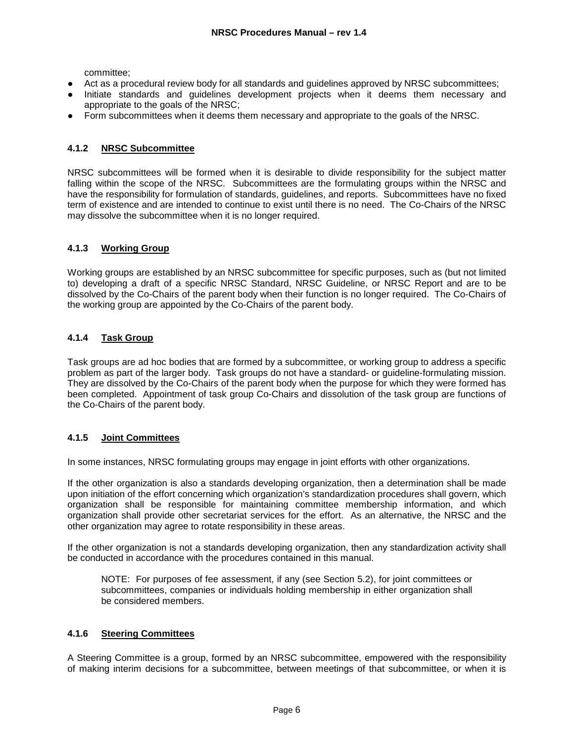committee;

- Act as a procedural review body for all standards and guidelines approved by NRSC subcommittees;
- Initiate standards and guidelines development projects when it deems them necessary and appropriate to the goals of the NRSC;
- Form subcommittees when it deems them necessary and appropriate to the goals of the NRSC.

#### 4.1.2 NRSC Subcommittee

NRSC subcommittees will be formed when it is desirable to divide responsibility for the subject matter falling within the scope of the NRSC. Subcommittees are the formulating groups within the NRSC and have the responsibility for formulation of standards, guidelines, and reports. Subcommittees have no fixed term of existence and are intended to continue to exist until there is no need. The Co-Chairs of the NRSC may dissolve the subcommittee when it is no longer required.

#### 4.1.3 Working Group

Working groups are established by an NRSC subcommittee for specific purposes, such as (but not limited to) developing a draft of a specific NRSC Standard, NRSC Guideline, or NRSC Report and are to be dissolved by the Co-Chairs of the parent body when their function is no longer required. The Co-Chairs of the working group are appointed by the Co-Chairs of the parent body.

#### 4.1.4 Task Group

Task groups are ad hoc bodies that are formed by a subcommittee, or working group to address a specific problem as part of the larger body. Task groups do not have a standard- or guideline-formulating mission. They are dissolved by the Co-Chairs of the parent body when the purpose for which they were formed has been completed. Appointment of task group Co-Chairs and dissolution of the task group are functions of the Co-Chairs of the parent body.

#### 4.1.5 Joint Committees

In some instances, NRSC formulating groups may engage in joint efforts with other organizations.

If the other organization is also a standards developing organization, then a determination shall be made upon initiation of the effort concerning which organization's standardization procedures shall govern, which organization shall be responsible for maintaining committee membership information, and which organization shall provide other secretariat services for the effort. As an alternative, the NRSC and the other organization may agree to rotate responsibility in these areas.

If the other organization is not a standards developing organization, then any standardization activity shall be conducted in accordance with the procedures contained in this manual.

> NOTE: For purposes of fee assessment, if any (see Section 5.2), for joint committees or subcommittees, companies or individuals holding membership in either organization shall be considered members.

#### 4.1.6 Steering Committees

A Steering Committee is a group, formed by an NRSC subcommittee, empowered with the responsibility of making interim decisions for a subcommittee, between meetings of that subcommittee, or when it is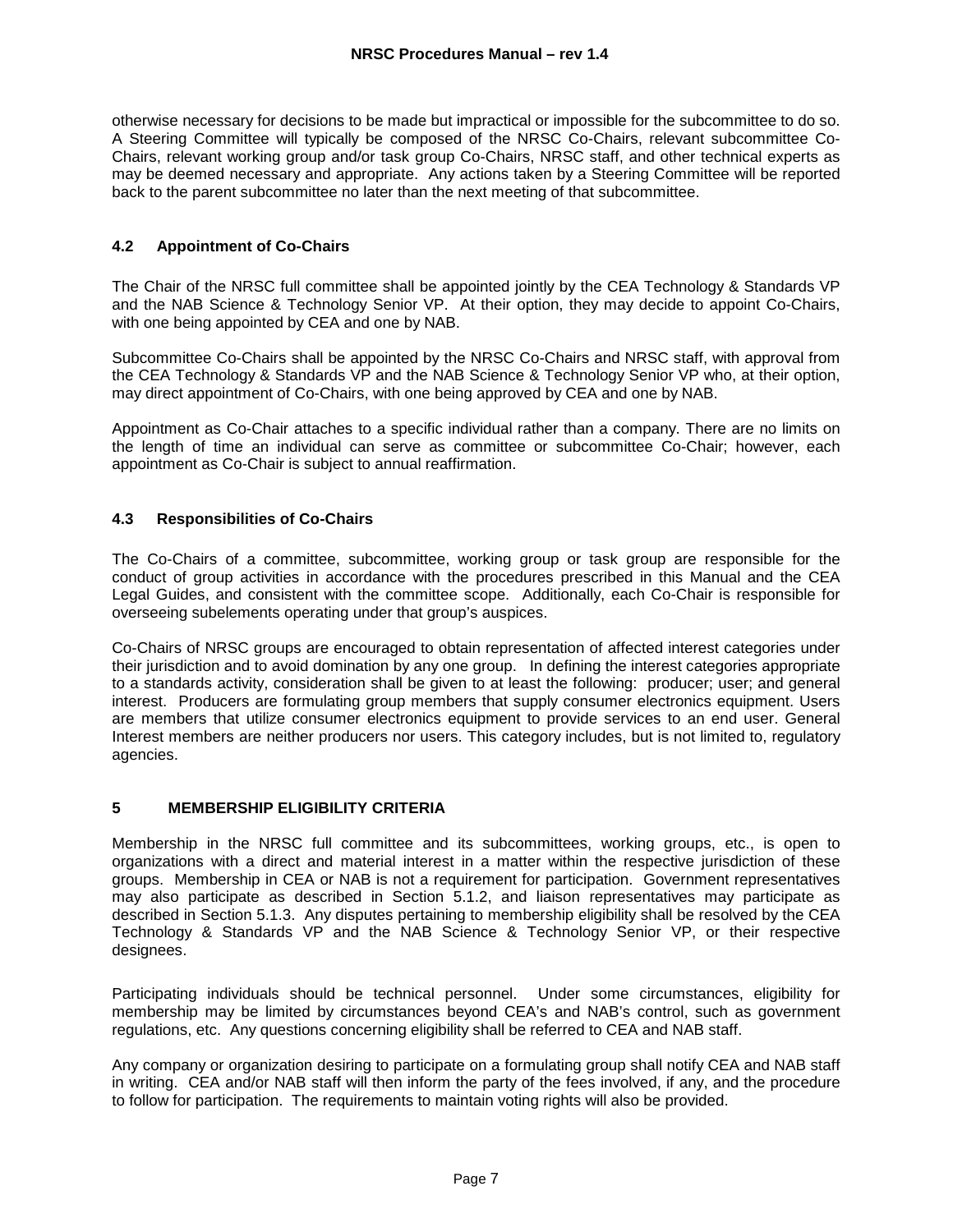otherwise necessary for decisions to be made but impractical or impossible for the subcommittee to do so. A Steering Committee will typically be composed of the NRSC Co-Chairs, relevant subcommittee Co-Chairs, relevant working group and/or task group Co-Chairs, NRSC staff, and other technical experts as may be deemed necessary and appropriate. Any actions taken by a Steering Committee will be reported back to the parent subcommittee no later than the next meeting of that subcommittee.

### 4.2 Appointment of Co-Chairs

The Chair of the NRSC full committee shall be appointed jointly by the CEA Technology & Standards VP and the NAB Science & Technology Senior VP. At their option, they may decide to appoint Co-Chairs, with one being appointed by CEA and one by NAB.

Subcommittee Co-Chairs shall be appointed by the NRSC Co-Chairs and NRSC staff, with approval from the CEA Technology & Standards VP and the NAB Science & Technology Senior VP who, at their option, may direct appointment of Co-Chairs, with one being approved by CEA and one by NAB.

Appointment as Co-Chair attaches to a specific individual rather than a company. There are no limits on the length of time an individual can serve as committee or subcommittee Co-Chair; however, each appointment as Co-Chair is subject to annual reaffirmation.

### 4.3 Responsibilities of Co-Chairs

The Co-Chairs of a committee, subcommittee, working group or task group are responsible for the conduct of group activities in accordance with the procedures prescribed in this Manual and the CEA Legal Guides, and consistent with the committee scope. Additionally, each Co-Chair is responsible for overseeing subelements operating under that group's auspices.

Co-Chairs of NRSC groups are encouraged to obtain representation of affected interest categories under their jurisdiction and to avoid domination by any one group. In defining the interest categories appropriate to a standards activity, consideration shall be given to at least the following: producer; user; and general interest. Producers are formulating group members that supply consumer electronics equipment. Users are members that utilize consumer electronics equipment to provide services to an end user. General Interest members are neither producers nor users. This category includes, but is not limited to, regulatory agencies.

## 5 MEMBERSHIP ELIGIBILITY CRITERIA

Membership in the NRSC full committee and its subcommittees, working groups, etc., is open to organizations with a direct and material interest in a matter within the respective jurisdiction of these groups. Membership in CEA or NAB is not a requirement for participation. Government representatives may also participate as described in Section 5.1.2, and liaison representatives may participate as described in Section 5.1.3. Any disputes pertaining to membership eligibility shall be resolved by the CEA Technology & Standards VP and the NAB Science & Technology Senior VP, or their respective designees.

Participating individuals should be technical personnel. Under some circumstances, eligibility for membership may be limited by circumstances beyond CEA's and NAB's control, such as government regulations, etc. Any questions concerning eligibility shall be referred to CEA and NAB staff.

Any company or organization desiring to participate on a formulating group shall notify CEA and NAB staff in writing. CEA and/or NAB staff will then inform the party of the fees involved, if any, and the procedure to follow for participation. The requirements to maintain voting rights will also be provided.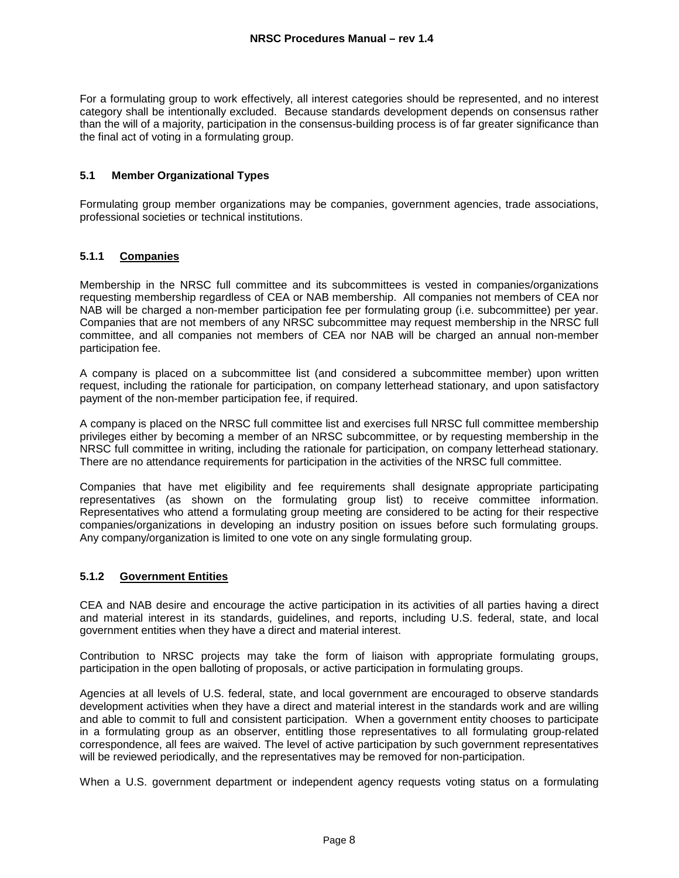For a formulating group to work effectively, all interest categories should be represented, and no interest category shall be intentionally excluded. Because standards development depends on consensus rather than the will of a majority, participation in the consensus-building process is of far greater significance than the final act of voting in a formulating group.

### 5.1 Member Organizational Types

Formulating group member organizations may be companies, government agencies, trade associations, professional societies or technical institutions.

#### 5.1.1 Companies

Membership in the NRSC full committee and its subcommittees is vested in companies/organizations requesting membership regardless of CEA or NAB membership. All companies not members of CEA nor NAB will be charged a non-member participation fee per formulating group (i.e. subcommittee) per year. Companies that are not members of any NRSC subcommittee may request membership in the NRSC full committee, and all companies not members of CEA nor NAB will be charged an annual non-member participation fee.

A company is placed on a subcommittee list (and considered a subcommittee member) upon written request, including the rationale for participation, on company letterhead stationary, and upon satisfactory payment of the non-member participation fee, if required.

A company is placed on the NRSC full committee list and exercises full NRSC full committee membership privileges either by becoming a member of an NRSC subcommittee, or by requesting membership in the NRSC full committee in writing, including the rationale for participation, on company letterhead stationary. There are no attendance requirements for participation in the activities of the NRSC full committee.

Companies that have met eligibility and fee requirements shall designate appropriate participating representatives (as shown on the formulating group list) to receive committee information. Representatives who attend a formulating group meeting are considered to be acting for their respective companies/organizations in developing an industry position on issues before such formulating groups. Any company/organization is limited to one vote on any single formulating group.

#### 5.1.2 Government Entities

CEA and NAB desire and encourage the active participation in its activities of all parties having a direct and material interest in its standards, guidelines, and reports, including U.S. federal, state, and local government entities when they have a direct and material interest.

Contribution to NRSC projects may take the form of liaison with appropriate formulating groups, participation in the open balloting of proposals, or active participation in formulating groups.

Agencies at all levels of U.S. federal, state, and local government are encouraged to observe standards development activities when they have a direct and material interest in the standards work and are willing and able to commit to full and consistent participation. When a government entity chooses to participate in a formulating group as an observer, entitling those representatives to all formulating group-related correspondence, all fees are waived. The level of active participation by such government representatives will be reviewed periodically, and the representatives may be removed for non-participation.

When a U.S. government department or independent agency requests voting status on a formulating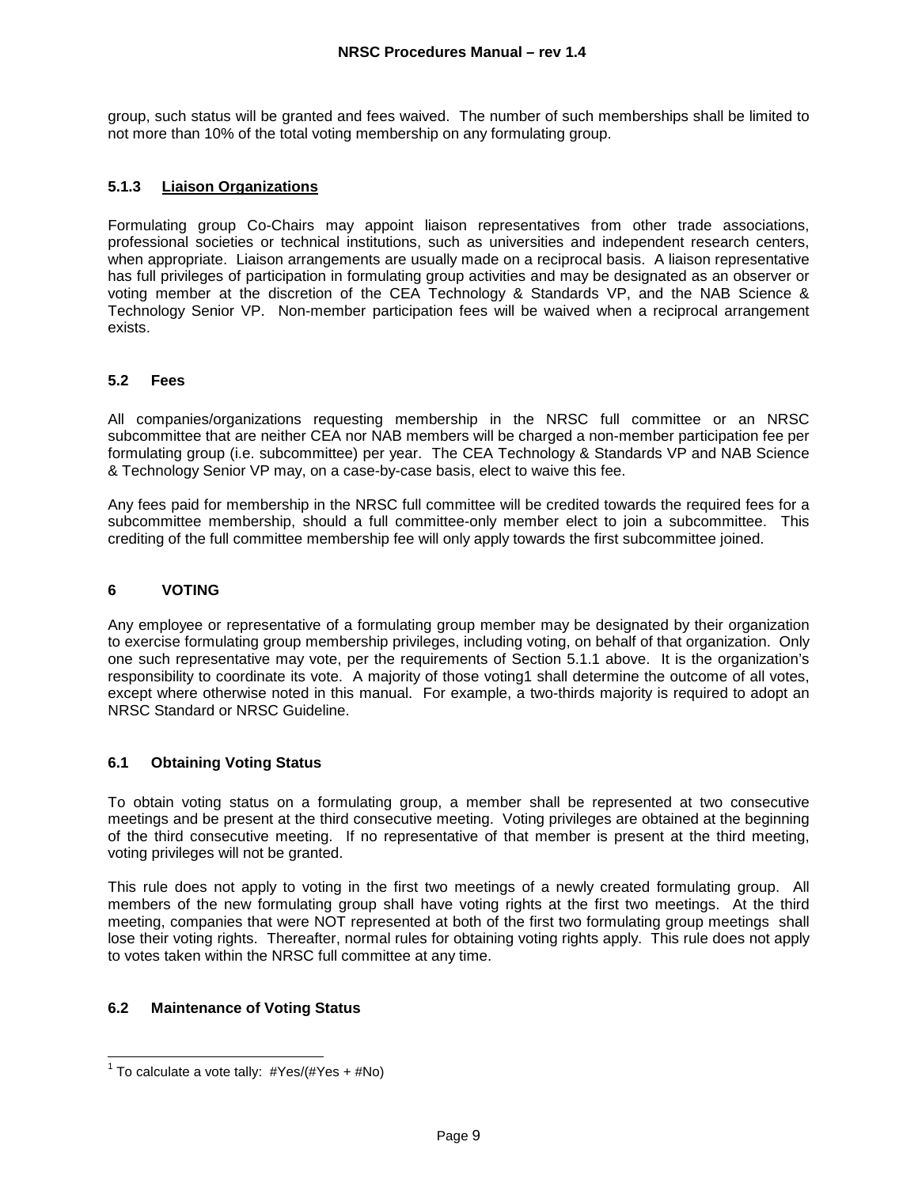group, such status will be granted and fees waived. The number of such memberships shall be limited to not more than 10% of the total voting membership on any formulating group.

#### 5.1.3 Liaison Organizations

Formulating group Co-Chairs may appoint liaison representatives from other trade associations, professional societies or technical institutions, such as universities and independent research centers, when appropriate. Liaison arrangements are usually made on a reciprocal basis. A liaison representative has full privileges of participation in formulating group activities and may be designated as an observer or voting member at the discretion of the CEA Technology & Standards VP, and the NAB Science & Technology Senior VP. Non-member participation fees will be waived when a reciprocal arrangement exists.

### 5.2 Fees

All companies/organizations requesting membership in the NRSC full committee or an NRSC subcommittee that are neither CEA nor NAB members will be charged a non-member participation fee per formulating group (i.e. subcommittee) per year. The CEA Technology & Standards VP and NAB Science & Technology Senior VP may, on a case-by-case basis, elect to waive this fee.

Any fees paid for membership in the NRSC full committee will be credited towards the required fees for a subcommittee membership, should a full committee-only member elect to join a subcommittee. This crediting of the full committee membership fee will only apply towards the first subcommittee joined.

## 6 VOTING

Any employee or representative of a formulating group member may be designated by their organization to exercise formulating group membership privileges, including voting, on behalf of that organization. Only one such representative may vote, per the requirements of Section 5.1.1 above. It is the organization's responsibility to coordinate its vote. A majority of those voting[1] shall determine the outcome of all votes, except where otherwise noted in this manual. For example, a two-thirds majority is required to adopt an NRSC Standard or NRSC Guideline.

### 6.1 Obtaining Voting Status

To obtain voting status on a formulating group, a member shall be represented at two consecutive meetings and be present at the third consecutive meeting. Voting privileges are obtained at the beginning of the third consecutive meeting. If no representative of that member is present at the third meeting, voting privileges will not be granted.

This rule does not apply to voting in the first two meetings of a newly created formulating group. All members of the new formulating group shall have voting rights at the first two meetings. At the third meeting, companies that were NOT represented at both of the first two formulating group meetings shall lose their voting rights. Thereafter, normal rules for obtaining voting rights apply. This rule does not apply to votes taken within the NRSC full committee at any time.

### 6.2 Maintenance of Voting Status

[1] To calculate a vote tally: #Yes/(#Yes + #No)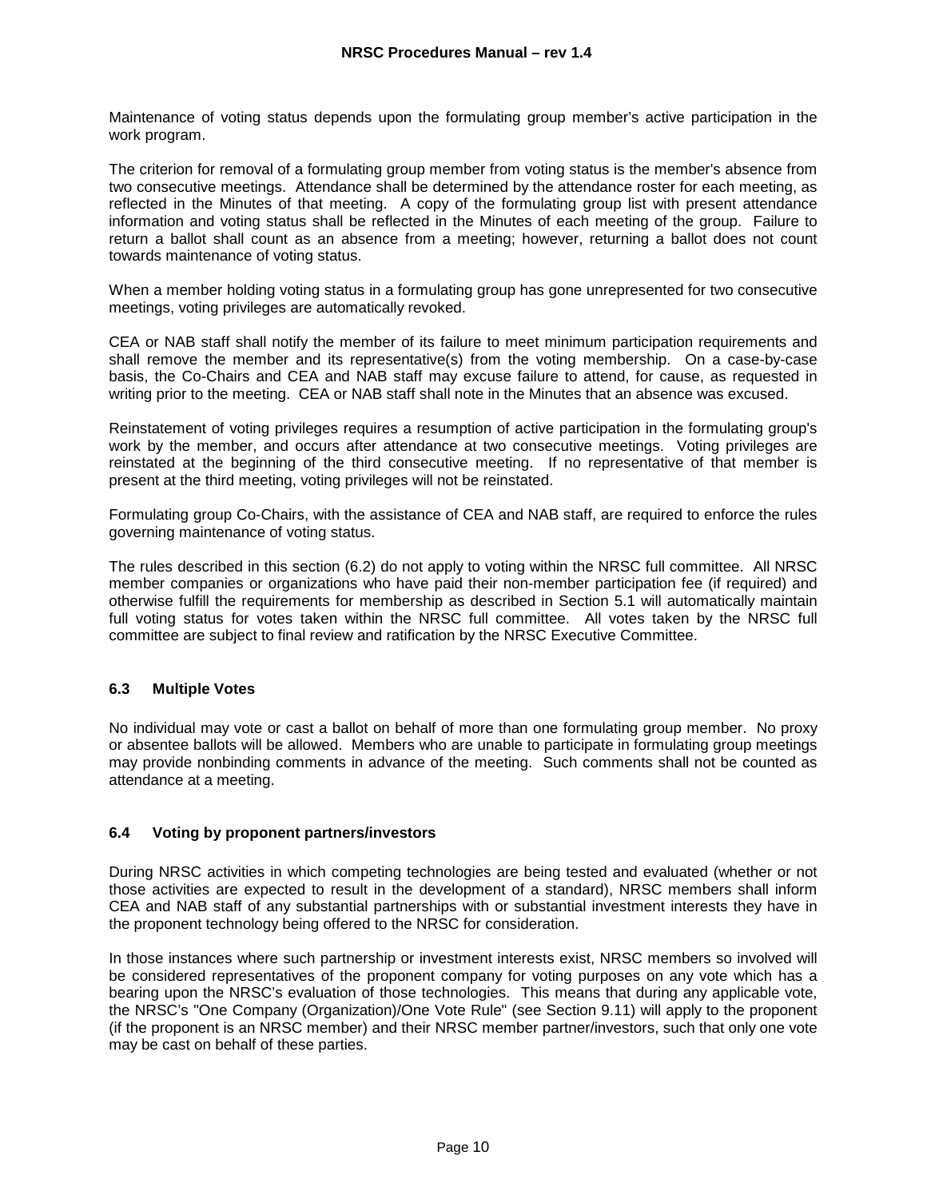Maintenance of voting status depends upon the formulating group member's active participation in the work program.

The criterion for removal of a formulating group member from voting status is the member's absence from two consecutive meetings. Attendance shall be determined by the attendance roster for each meeting, as reflected in the Minutes of that meeting. A copy of the formulating group list with present attendance information and voting status shall be reflected in the Minutes of each meeting of the group. Failure to return a ballot shall count as an absence from a meeting; however, returning a ballot does not count towards maintenance of voting status.

When a member holding voting status in a formulating group has gone unrepresented for two consecutive meetings, voting privileges are automatically revoked.

CEA or NAB staff shall notify the member of its failure to meet minimum participation requirements and shall remove the member and its representative(s) from the voting membership. On a case-by-case basis, the Co-Chairs and CEA and NAB staff may excuse failure to attend, for cause, as requested in writing prior to the meeting. CEA or NAB staff shall note in the Minutes that an absence was excused.

Reinstatement of voting privileges requires a resumption of active participation in the formulating group's work by the member, and occurs after attendance at two consecutive meetings. Voting privileges are reinstated at the beginning of the third consecutive meeting. If no representative of that member is present at the third meeting, voting privileges will not be reinstated.

Formulating group Co-Chairs, with the assistance of CEA and NAB staff, are required to enforce the rules governing maintenance of voting status.

The rules described in this section (6.2) do not apply to voting within the NRSC full committee. All NRSC member companies or organizations who have paid their non-member participation fee (if required) and otherwise fulfill the requirements for membership as described in Section 5.1 will automatically maintain full voting status for votes taken within the NRSC full committee. All votes taken by the NRSC full committee are subject to final review and ratification by the NRSC Executive Committee.

### 6.3 Multiple Votes

No individual may vote or cast a ballot on behalf of more than one formulating group member. No proxy or absentee ballots will be allowed. Members who are unable to participate in formulating group meetings may provide nonbinding comments in advance of the meeting. Such comments shall not be counted as attendance at a meeting.

### 6.4 Voting by proponent partners/investors

During NRSC activities in which competing technologies are being tested and evaluated (whether or not those activities are expected to result in the development of a standard), NRSC members shall inform CEA and NAB staff of any substantial partnerships with or substantial investment interests they have in the proponent technology being offered to the NRSC for consideration.

In those instances where such partnership or investment interests exist, NRSC members so involved will be considered representatives of the proponent company for voting purposes on any vote which has a bearing upon the NRSC's evaluation of those technologies. This means that during any applicable vote, the NRSC's "One Company (Organization)/One Vote Rule" (see Section 9.11) will apply to the proponent (if the proponent is an NRSC member) and their NRSC member partner/investors, such that only one vote may be cast on behalf of these parties.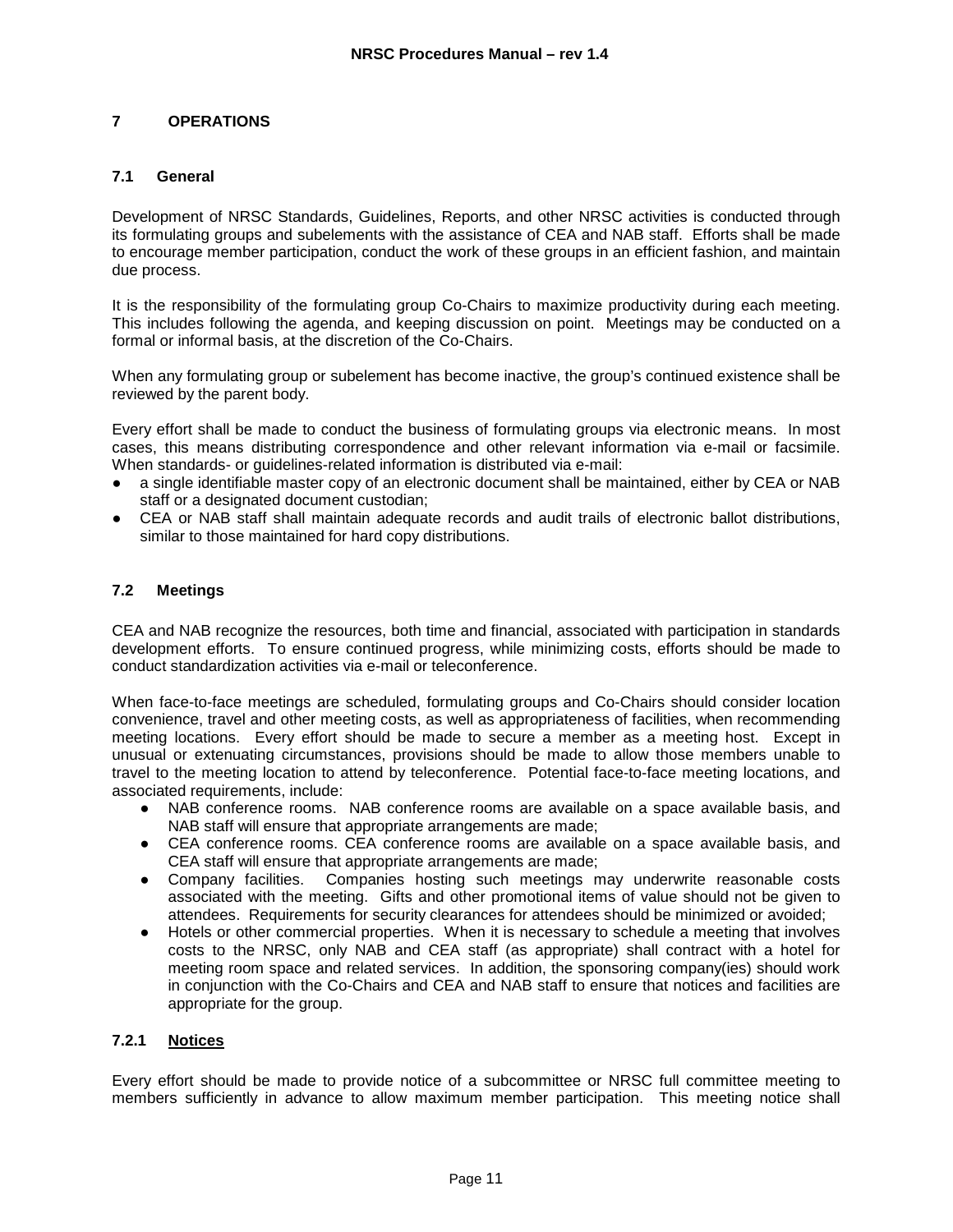# 7 OPERATIONS

## 7.1 General

Development of NRSC Standards, Guidelines, Reports, and other NRSC activities is conducted through its formulating groups and subelements with the assistance of CEA and NAB staff. Efforts shall be made to encourage member participation, conduct the work of these groups in an efficient fashion, and maintain due process.

It is the responsibility of the formulating group Co-Chairs to maximize productivity during each meeting. This includes following the agenda, and keeping discussion on point. Meetings may be conducted on a formal or informal basis, at the discretion of the Co-Chairs.

When any formulating group or subelement has become inactive, the group's continued existence shall be reviewed by the parent body.

Every effort shall be made to conduct the business of formulating groups via electronic means. In most cases, this means distributing correspondence and other relevant information via e-mail or facsimile. When standards- or guidelines-related information is distributed via e-mail:

- a single identifiable master copy of an electronic document shall be maintained, either by CEA or NAB staff or a designated document custodian;
- CEA or NAB staff shall maintain adequate records and audit trails of electronic ballot distributions, similar to those maintained for hard copy distributions.

## 7.2 Meetings

CEA and NAB recognize the resources, both time and financial, associated with participation in standards development efforts. To ensure continued progress, while minimizing costs, efforts should be made to conduct standardization activities via e-mail or teleconference.

When face-to-face meetings are scheduled, formulating groups and Co-Chairs should consider location convenience, travel and other meeting costs, as well as appropriateness of facilities, when recommending meeting locations. Every effort should be made to secure a member as a meeting host. Except in unusual or extenuating circumstances, provisions should be made to allow those members unable to travel to the meeting location to attend by teleconference. Potential face-to-face meeting locations, and associated requirements, include:

- NAB conference rooms. NAB conference rooms are available on a space available basis, and NAB staff will ensure that appropriate arrangements are made;
- CEA conference rooms. CEA conference rooms are available on a space available basis, and CEA staff will ensure that appropriate arrangements are made;
- Company facilities. Companies hosting such meetings may underwrite reasonable costs associated with the meeting. Gifts and other promotional items of value should not be given to attendees. Requirements for security clearances for attendees should be minimized or avoided;
- Hotels or other commercial properties. When it is necessary to schedule a meeting that involves costs to the NRSC, only NAB and CEA staff (as appropriate) shall contract with a hotel for meeting room space and related services. In addition, the sponsoring company(ies) should work in conjunction with the Co-Chairs and CEA and NAB staff to ensure that notices and facilities are appropriate for the group.

### 7.2.1 Notices

Every effort should be made to provide notice of a subcommittee or NRSC full committee meeting to members sufficiently in advance to allow maximum member participation. This meeting notice shall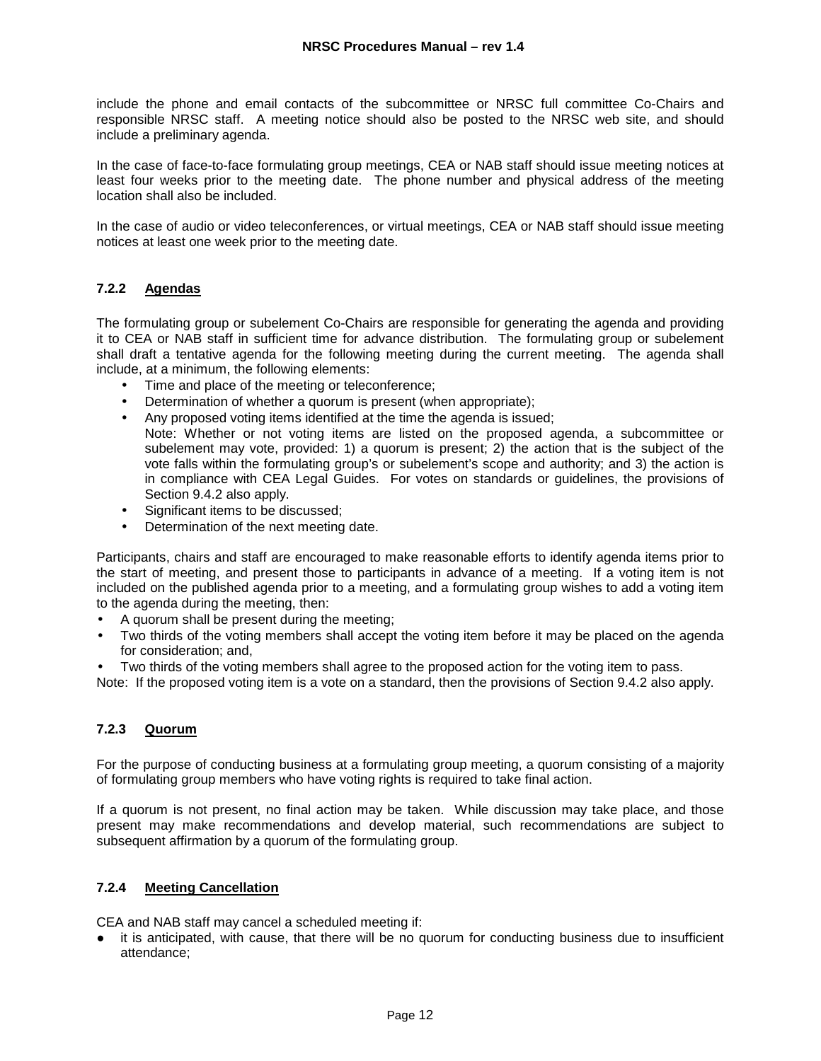include the phone and email contacts of the subcommittee or NRSC full committee Co-Chairs and responsible NRSC staff. A meeting notice should also be posted to the NRSC web site, and should include a preliminary agenda.

In the case of face-to-face formulating group meetings, CEA or NAB staff should issue meeting notices at least four weeks prior to the meeting date. The phone number and physical address of the meeting location shall also be included.

In the case of audio or video teleconferences, or virtual meetings, CEA or NAB staff should issue meeting notices at least one week prior to the meeting date.

### 7.2.2 Agendas

The formulating group or subelement Co-Chairs are responsible for generating the agenda and providing it to CEA or NAB staff in sufficient time for advance distribution. The formulating group or subelement shall draft a tentative agenda for the following meeting during the current meeting. The agenda shall include, at a minimum, the following elements:

- Time and place of the meeting or teleconference;
- Determination of whether a quorum is present (when appropriate);
- Any proposed voting items identified at the time the agenda is issued;
  Note: Whether or not voting items are listed on the proposed agenda, a subcommittee or subelement may vote, provided: 1) a quorum is present; 2) the action that is the subject of the vote falls within the formulating group's or subelement's scope and authority; and 3) the action is in compliance with CEA Legal Guides. For votes on standards or guidelines, the provisions of Section 9.4.2 also apply.
- Significant items to be discussed;
- Determination of the next meeting date.

Participants, chairs and staff are encouraged to make reasonable efforts to identify agenda items prior to the start of meeting, and present those to participants in advance of a meeting. If a voting item is not included on the published agenda prior to a meeting, and a formulating group wishes to add a voting item to the agenda during the meeting, then:

- A quorum shall be present during the meeting;
- Two thirds of the voting members shall accept the voting item before it may be placed on the agenda for consideration; and,
- Two thirds of the voting members shall agree to the proposed action for the voting item to pass.

Note: If the proposed voting item is a vote on a standard, then the provisions of Section 9.4.2 also apply.

### 7.2.3 Quorum

For the purpose of conducting business at a formulating group meeting, a quorum consisting of a majority of formulating group members who have voting rights is required to take final action.

If a quorum is not present, no final action may be taken. While discussion may take place, and those present may make recommendations and develop material, such recommendations are subject to subsequent affirmation by a quorum of the formulating group.

### 7.2.4 Meeting Cancellation

CEA and NAB staff may cancel a scheduled meeting if:

- it is anticipated, with cause, that there will be no quorum for conducting business due to insufficient attendance;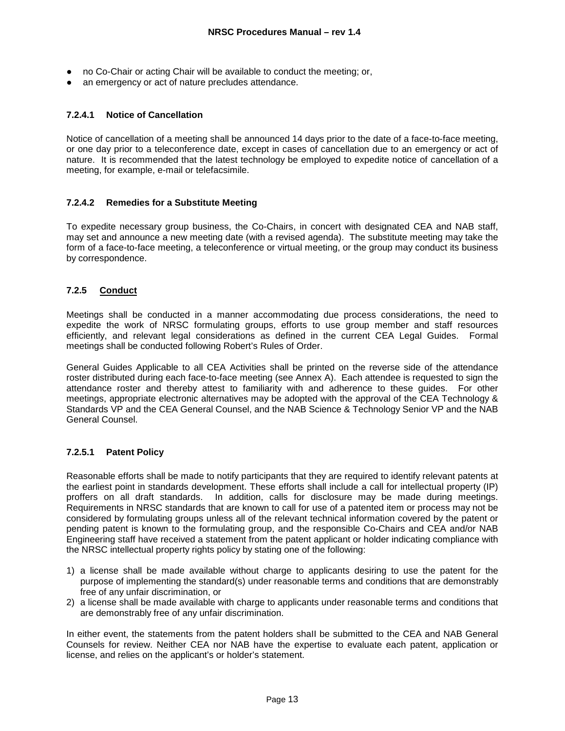- no Co-Chair or acting Chair will be available to conduct the meeting; or,
- an emergency or act of nature precludes attendance.

#### 7.2.4.1 Notice of Cancellation

Notice of cancellation of a meeting shall be announced 14 days prior to the date of a face-to-face meeting, or one day prior to a teleconference date, except in cases of cancellation due to an emergency or act of nature. It is recommended that the latest technology be employed to expedite notice of cancellation of a meeting, for example, e-mail or telefacsimile.

#### 7.2.4.2 Remedies for a Substitute Meeting

To expedite necessary group business, the Co-Chairs, in concert with designated CEA and NAB staff, may set and announce a new meeting date (with a revised agenda). The substitute meeting may take the form of a face-to-face meeting, a teleconference or virtual meeting, or the group may conduct its business by correspondence.

### 7.2.5 Conduct

Meetings shall be conducted in a manner accommodating due process considerations, the need to expedite the work of NRSC formulating groups, efforts to use group member and staff resources efficiently, and relevant legal considerations as defined in the current CEA Legal Guides. Formal meetings shall be conducted following Robert's Rules of Order.

General Guides Applicable to all CEA Activities shall be printed on the reverse side of the attendance roster distributed during each face-to-face meeting (see Annex A). Each attendee is requested to sign the attendance roster and thereby attest to familiarity with and adherence to these guides. For other meetings, appropriate electronic alternatives may be adopted with the approval of the CEA Technology & Standards VP and the CEA General Counsel, and the NAB Science & Technology Senior VP and the NAB General Counsel.

#### 7.2.5.1 Patent Policy

Reasonable efforts shall be made to notify participants that they are required to identify relevant patents at the earliest point in standards development. These efforts shall include a call for intellectual property (IP) proffers on all draft standards. In addition, calls for disclosure may be made during meetings. Requirements in NRSC standards that are known to call for use of a patented item or process may not be considered by formulating groups unless all of the relevant technical information covered by the patent or pending patent is known to the formulating group, and the responsible Co-Chairs and CEA and/or NAB Engineering staff have received a statement from the patent applicant or holder indicating compliance with the NRSC intellectual property rights policy by stating one of the following:

1) a license shall be made available without charge to applicants desiring to use the patent for the purpose of implementing the standard(s) under reasonable terms and conditions that are demonstrably free of any unfair discrimination, or
2) a license shall be made available with charge to applicants under reasonable terms and conditions that are demonstrably free of any unfair discrimination.

In either event, the statements from the patent holders shall be submitted to the CEA and NAB General Counsels for review. Neither CEA nor NAB have the expertise to evaluate each patent, application or license, and relies on the applicant's or holder's statement.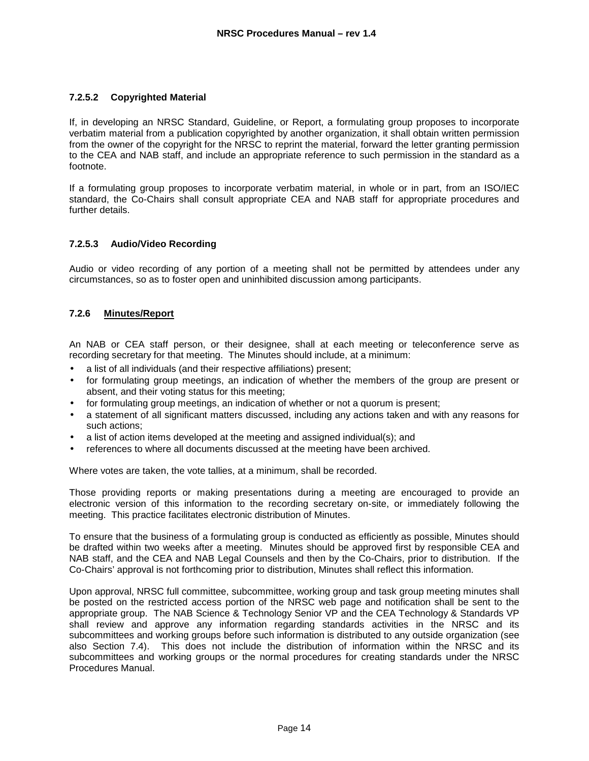#### 7.2.5.2 Copyrighted Material

If, in developing an NRSC Standard, Guideline, or Report, a formulating group proposes to incorporate verbatim material from a publication copyrighted by another organization, it shall obtain written permission from the owner of the copyright for the NRSC to reprint the material, forward the letter granting permission to the CEA and NAB staff, and include an appropriate reference to such permission in the standard as a footnote.

If a formulating group proposes to incorporate verbatim material, in whole or in part, from an ISO/IEC standard, the Co-Chairs shall consult appropriate CEA and NAB staff for appropriate procedures and further details.

#### 7.2.5.3 Audio/Video Recording

Audio or video recording of any portion of a meeting shall not be permitted by attendees under any circumstances, so as to foster open and uninhibited discussion among participants.

### 7.2.6 Minutes/Report

An NAB or CEA staff person, or their designee, shall at each meeting or teleconference serve as recording secretary for that meeting. The Minutes should include, at a minimum:

- a list of all individuals (and their respective affiliations) present;
- for formulating group meetings, an indication of whether the members of the group are present or absent, and their voting status for this meeting;
- for formulating group meetings, an indication of whether or not a quorum is present;
- a statement of all significant matters discussed, including any actions taken and with any reasons for such actions;
- a list of action items developed at the meeting and assigned individual(s); and
- references to where all documents discussed at the meeting have been archived.

Where votes are taken, the vote tallies, at a minimum, shall be recorded.

Those providing reports or making presentations during a meeting are encouraged to provide an electronic version of this information to the recording secretary on-site, or immediately following the meeting. This practice facilitates electronic distribution of Minutes.

To ensure that the business of a formulating group is conducted as efficiently as possible, Minutes should be drafted within two weeks after a meeting. Minutes should be approved first by responsible CEA and NAB staff, and the CEA and NAB Legal Counsels and then by the Co-Chairs, prior to distribution. If the Co-Chairs' approval is not forthcoming prior to distribution, Minutes shall reflect this information.

Upon approval, NRSC full committee, subcommittee, working group and task group meeting minutes shall be posted on the restricted access portion of the NRSC web page and notification shall be sent to the appropriate group. The NAB Science & Technology Senior VP and the CEA Technology & Standards VP shall review and approve any information regarding standards activities in the NRSC and its subcommittees and working groups before such information is distributed to any outside organization (see also Section 7.4). This does not include the distribution of information within the NRSC and its subcommittees and working groups or the normal procedures for creating standards under the NRSC Procedures Manual.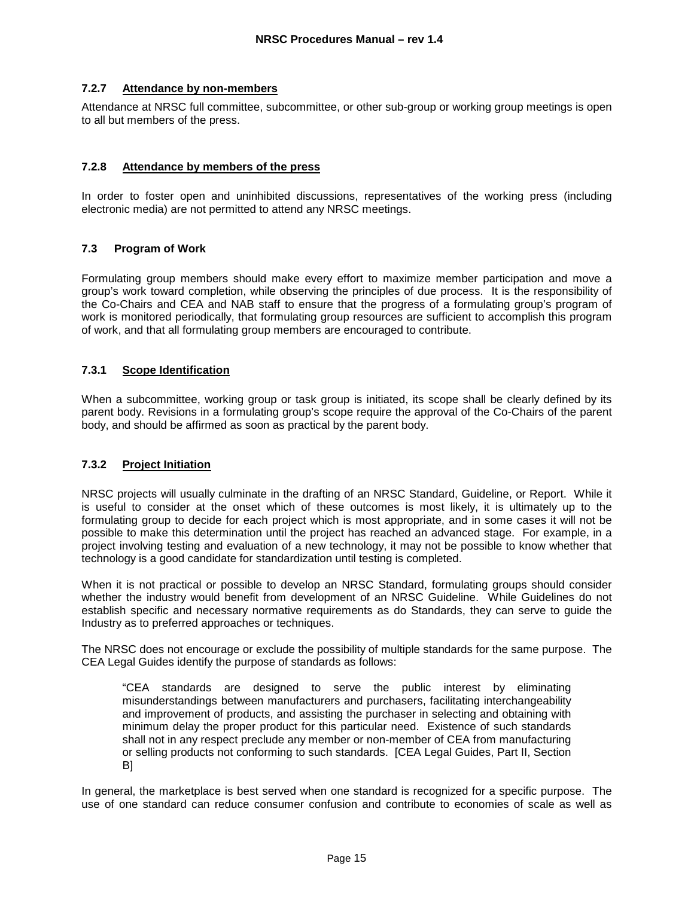#### 7.2.7 Attendance by non-members

Attendance at NRSC full committee, subcommittee, or other sub-group or working group meetings is open to all but members of the press.

#### 7.2.8 Attendance by members of the press

In order to foster open and uninhibited discussions, representatives of the working press (including electronic media) are not permitted to attend any NRSC meetings.

### 7.3 Program of Work

Formulating group members should make every effort to maximize member participation and move a group's work toward completion, while observing the principles of due process. It is the responsibility of the Co-Chairs and CEA and NAB staff to ensure that the progress of a formulating group's program of work is monitored periodically, that formulating group resources are sufficient to accomplish this program of work, and that all formulating group members are encouraged to contribute.

#### 7.3.1 Scope Identification

When a subcommittee, working group or task group is initiated, its scope shall be clearly defined by its parent body. Revisions in a formulating group's scope require the approval of the Co-Chairs of the parent body, and should be affirmed as soon as practical by the parent body.

#### 7.3.2 Project Initiation

NRSC projects will usually culminate in the drafting of an NRSC Standard, Guideline, or Report. While it is useful to consider at the onset which of these outcomes is most likely, it is ultimately up to the formulating group to decide for each project which is most appropriate, and in some cases it will not be possible to make this determination until the project has reached an advanced stage. For example, in a project involving testing and evaluation of a new technology, it may not be possible to know whether that technology is a good candidate for standardization until testing is completed.

When it is not practical or possible to develop an NRSC Standard, formulating groups should consider whether the industry would benefit from development of an NRSC Guideline. While Guidelines do not establish specific and necessary normative requirements as do Standards, they can serve to guide the Industry as to preferred approaches or techniques.

The NRSC does not encourage or exclude the possibility of multiple standards for the same purpose. The CEA Legal Guides identify the purpose of standards as follows:

> "CEA standards are designed to serve the public interest by eliminating misunderstandings between manufacturers and purchasers, facilitating interchangeability and improvement of products, and assisting the purchaser in selecting and obtaining with minimum delay the proper product for this particular need. Existence of such standards shall not in any respect preclude any member or non-member of CEA from manufacturing or selling products not conforming to such standards. [CEA Legal Guides, Part II, Section B]

In general, the marketplace is best served when one standard is recognized for a specific purpose. The use of one standard can reduce consumer confusion and contribute to economies of scale as well as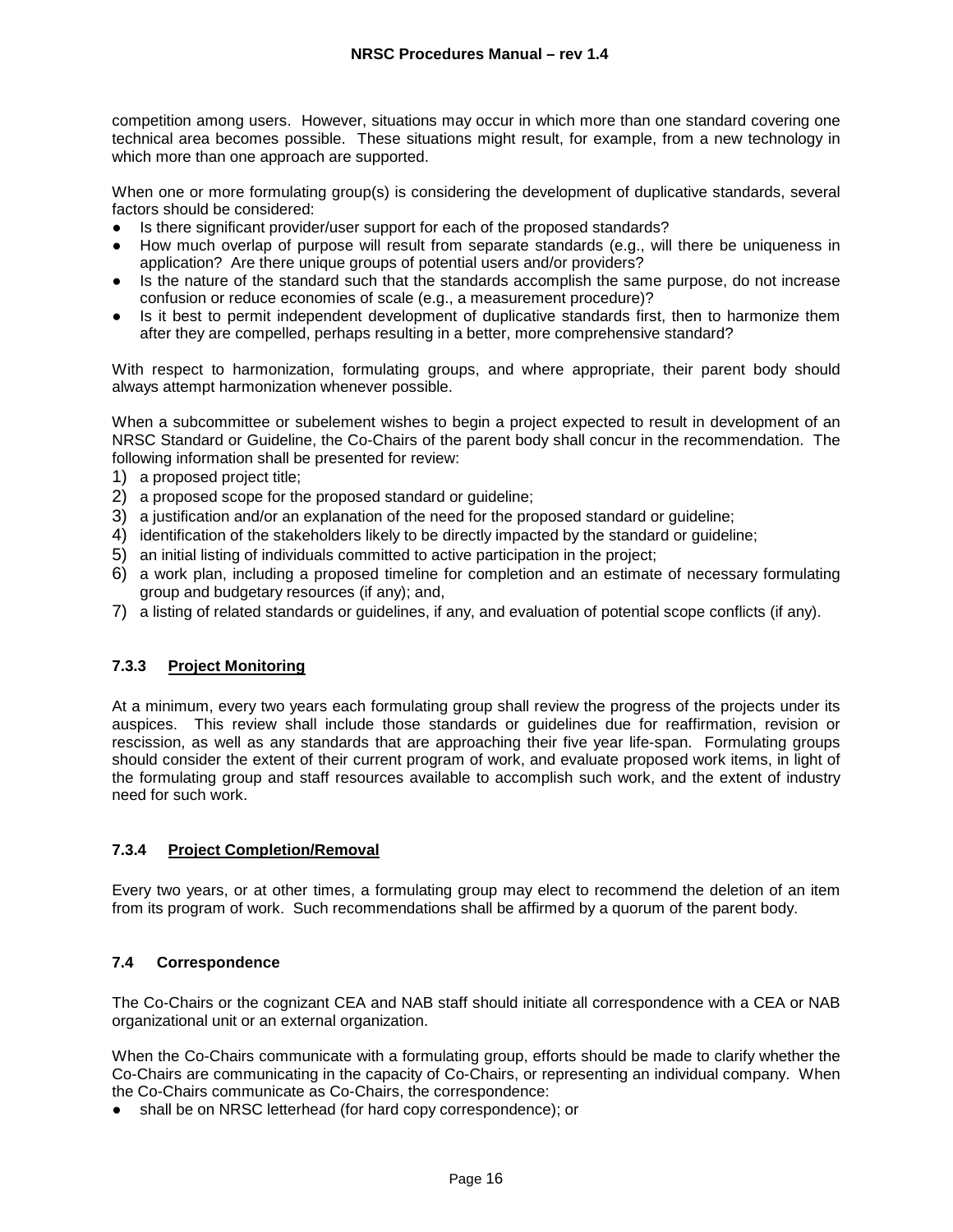competition among users. However, situations may occur in which more than one standard covering one technical area becomes possible. These situations might result, for example, from a new technology in which more than one approach are supported.

When one or more formulating group(s) is considering the development of duplicative standards, several factors should be considered:

- Is there significant provider/user support for each of the proposed standards?
- How much overlap of purpose will result from separate standards (e.g., will there be uniqueness in application? Are there unique groups of potential users and/or providers?
- Is the nature of the standard such that the standards accomplish the same purpose, do not increase confusion or reduce economies of scale (e.g., a measurement procedure)?
- Is it best to permit independent development of duplicative standards first, then to harmonize them after they are compelled, perhaps resulting in a better, more comprehensive standard?

With respect to harmonization, formulating groups, and where appropriate, their parent body should always attempt harmonization whenever possible.

When a subcommittee or subelement wishes to begin a project expected to result in development of an NRSC Standard or Guideline, the Co-Chairs of the parent body shall concur in the recommendation. The following information shall be presented for review:

1) a proposed project title;
2) a proposed scope for the proposed standard or guideline;
3) a justification and/or an explanation of the need for the proposed standard or guideline;
4) identification of the stakeholders likely to be directly impacted by the standard or guideline;
5) an initial listing of individuals committed to active participation in the project;
6) a work plan, including a proposed timeline for completion and an estimate of necessary formulating group and budgetary resources (if any); and,
7) a listing of related standards or guidelines, if any, and evaluation of potential scope conflicts (if any).

#### 7.3.3 Project Monitoring

At a minimum, every two years each formulating group shall review the progress of the projects under its auspices. This review shall include those standards or guidelines due for reaffirmation, revision or rescission, as well as any standards that are approaching their five year life-span. Formulating groups should consider the extent of their current program of work, and evaluate proposed work items, in light of the formulating group and staff resources available to accomplish such work, and the extent of industry need for such work.

#### 7.3.4 Project Completion/Removal

Every two years, or at other times, a formulating group may elect to recommend the deletion of an item from its program of work. Such recommendations shall be affirmed by a quorum of the parent body.

### 7.4 Correspondence

The Co-Chairs or the cognizant CEA and NAB staff should initiate all correspondence with a CEA or NAB organizational unit or an external organization.

When the Co-Chairs communicate with a formulating group, efforts should be made to clarify whether the Co-Chairs are communicating in the capacity of Co-Chairs, or representing an individual company. When the Co-Chairs communicate as Co-Chairs, the correspondence:

- shall be on NRSC letterhead (for hard copy correspondence); or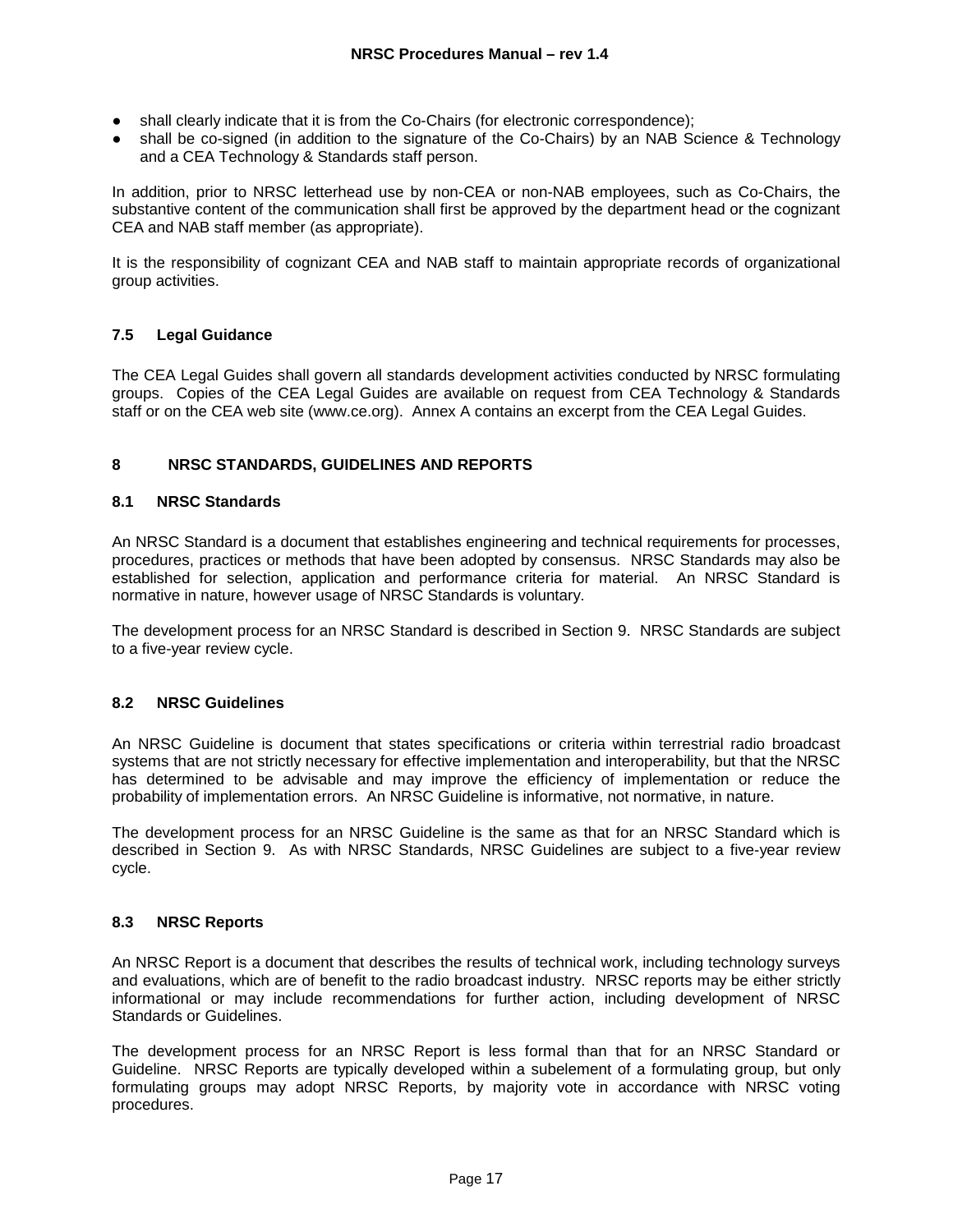- shall clearly indicate that it is from the Co-Chairs (for electronic correspondence);
- shall be co-signed (in addition to the signature of the Co-Chairs) by an NAB Science & Technology and a CEA Technology & Standards staff person.

In addition, prior to NRSC letterhead use by non-CEA or non-NAB employees, such as Co-Chairs, the substantive content of the communication shall first be approved by the department head or the cognizant CEA and NAB staff member (as appropriate).

It is the responsibility of cognizant CEA and NAB staff to maintain appropriate records of organizational group activities.

### 7.5 Legal Guidance

The CEA Legal Guides shall govern all standards development activities conducted by NRSC formulating groups. Copies of the CEA Legal Guides are available on request from CEA Technology & Standards staff or on the CEA web site (www.ce.org). Annex A contains an excerpt from the CEA Legal Guides.

## 8 NRSC STANDARDS, GUIDELINES AND REPORTS

### 8.1 NRSC Standards

An NRSC Standard is a document that establishes engineering and technical requirements for processes, procedures, practices or methods that have been adopted by consensus. NRSC Standards may also be established for selection, application and performance criteria for material. An NRSC Standard is normative in nature, however usage of NRSC Standards is voluntary.

The development process for an NRSC Standard is described in Section 9. NRSC Standards are subject to a five-year review cycle.

### 8.2 NRSC Guidelines

An NRSC Guideline is document that states specifications or criteria within terrestrial radio broadcast systems that are not strictly necessary for effective implementation and interoperability, but that the NRSC has determined to be advisable and may improve the efficiency of implementation or reduce the probability of implementation errors. An NRSC Guideline is informative, not normative, in nature.

The development process for an NRSC Guideline is the same as that for an NRSC Standard which is described in Section 9. As with NRSC Standards, NRSC Guidelines are subject to a five-year review cycle.

### 8.3 NRSC Reports

An NRSC Report is a document that describes the results of technical work, including technology surveys and evaluations, which are of benefit to the radio broadcast industry. NRSC reports may be either strictly informational or may include recommendations for further action, including development of NRSC Standards or Guidelines.

The development process for an NRSC Report is less formal than that for an NRSC Standard or Guideline. NRSC Reports are typically developed within a subelement of a formulating group, but only formulating groups may adopt NRSC Reports, by majority vote in accordance with NRSC voting procedures.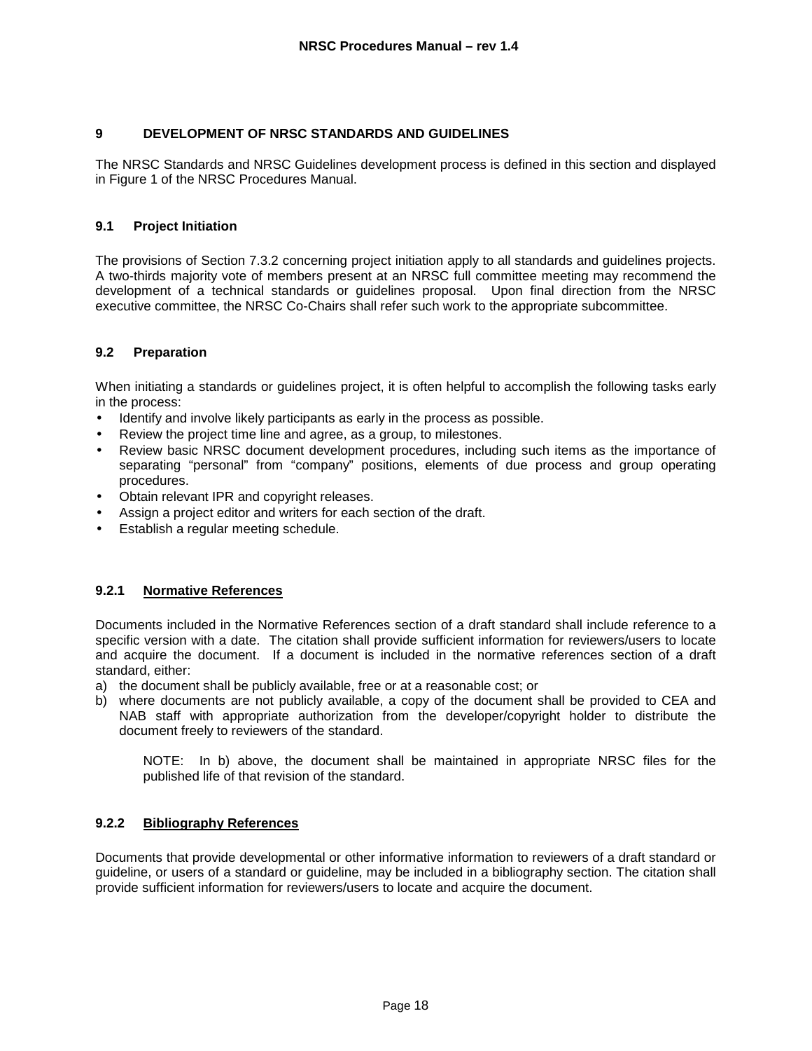# 9 DEVELOPMENT OF NRSC STANDARDS AND GUIDELINES

The NRSC Standards and NRSC Guidelines development process is defined in this section and displayed in Figure 1 of the NRSC Procedures Manual.

## 9.1 Project Initiation

The provisions of Section 7.3.2 concerning project initiation apply to all standards and guidelines projects. A two-thirds majority vote of members present at an NRSC full committee meeting may recommend the development of a technical standards or guidelines proposal. Upon final direction from the NRSC executive committee, the NRSC Co-Chairs shall refer such work to the appropriate subcommittee.

## 9.2 Preparation

When initiating a standards or guidelines project, it is often helpful to accomplish the following tasks early in the process:

- Identify and involve likely participants as early in the process as possible.
- Review the project time line and agree, as a group, to milestones.
- Review basic NRSC document development procedures, including such items as the importance of separating "personal" from "company" positions, elements of due process and group operating procedures.
- Obtain relevant IPR and copyright releases.
- Assign a project editor and writers for each section of the draft.
- Establish a regular meeting schedule.

### 9.2.1 Normative References

Documents included in the Normative References section of a draft standard shall include reference to a specific version with a date. The citation shall provide sufficient information for reviewers/users to locate and acquire the document. If a document is included in the normative references section of a draft standard, either:

a) the document shall be publicly available, free or at a reasonable cost; or
b) where documents are not publicly available, a copy of the document shall be provided to CEA and NAB staff with appropriate authorization from the developer/copyright holder to distribute the document freely to reviewers of the standard.

> NOTE: In b) above, the document shall be maintained in appropriate NRSC files for the published life of that revision of the standard.

### 9.2.2 Bibliography References

Documents that provide developmental or other informative information to reviewers of a draft standard or guideline, or users of a standard or guideline, may be included in a bibliography section. The citation shall provide sufficient information for reviewers/users to locate and acquire the document.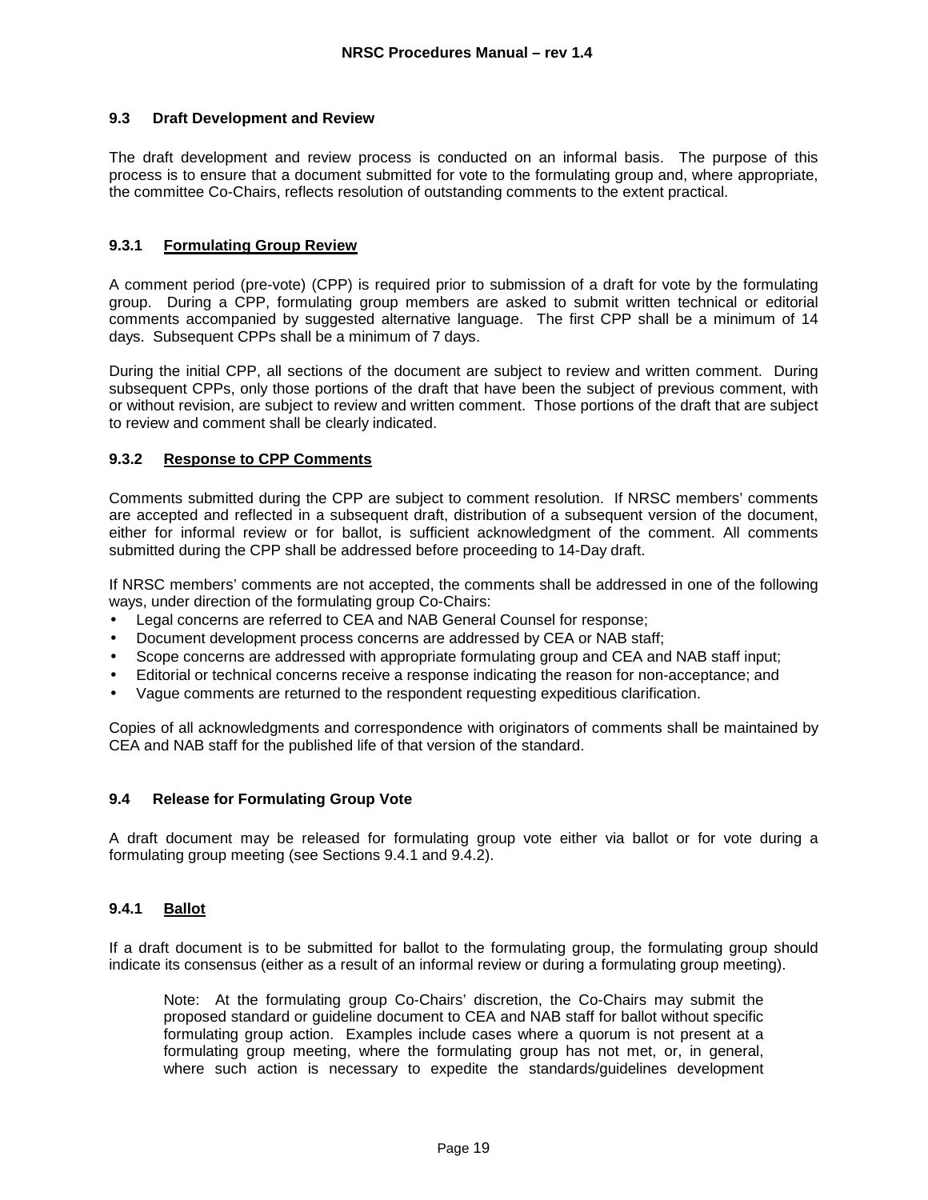### 9.3 Draft Development and Review

The draft development and review process is conducted on an informal basis. The purpose of this process is to ensure that a document submitted for vote to the formulating group and, where appropriate, the committee Co-Chairs, reflects resolution of outstanding comments to the extent practical.

#### 9.3.1 Formulating Group Review

A comment period (pre-vote) (CPP) is required prior to submission of a draft for vote by the formulating group. During a CPP, formulating group members are asked to submit written technical or editorial comments accompanied by suggested alternative language. The first CPP shall be a minimum of 14 days. Subsequent CPPs shall be a minimum of 7 days.

During the initial CPP, all sections of the document are subject to review and written comment. During subsequent CPPs, only those portions of the draft that have been the subject of previous comment, with or without revision, are subject to review and written comment. Those portions of the draft that are subject to review and comment shall be clearly indicated.

#### 9.3.2 Response to CPP Comments

Comments submitted during the CPP are subject to comment resolution. If NRSC members' comments are accepted and reflected in a subsequent draft, distribution of a subsequent version of the document, either for informal review or for ballot, is sufficient acknowledgment of the comment. All comments submitted during the CPP shall be addressed before proceeding to 14-Day draft.

If NRSC members' comments are not accepted, the comments shall be addressed in one of the following ways, under direction of the formulating group Co-Chairs:

- Legal concerns are referred to CEA and NAB General Counsel for response;
- Document development process concerns are addressed by CEA or NAB staff;
- Scope concerns are addressed with appropriate formulating group and CEA and NAB staff input;
- Editorial or technical concerns receive a response indicating the reason for non-acceptance; and
- Vague comments are returned to the respondent requesting expeditious clarification.

Copies of all acknowledgments and correspondence with originators of comments shall be maintained by CEA and NAB staff for the published life of that version of the standard.

### 9.4 Release for Formulating Group Vote

A draft document may be released for formulating group vote either via ballot or for vote during a formulating group meeting (see Sections 9.4.1 and 9.4.2).

#### 9.4.1 Ballot

If a draft document is to be submitted for ballot to the formulating group, the formulating group should indicate its consensus (either as a result of an informal review or during a formulating group meeting).

> Note: At the formulating group Co-Chairs' discretion, the Co-Chairs may submit the proposed standard or guideline document to CEA and NAB staff for ballot without specific formulating group action. Examples include cases where a quorum is not present at a formulating group meeting, where the formulating group has not met, or, in general, where such action is necessary to expedite the standards/guidelines development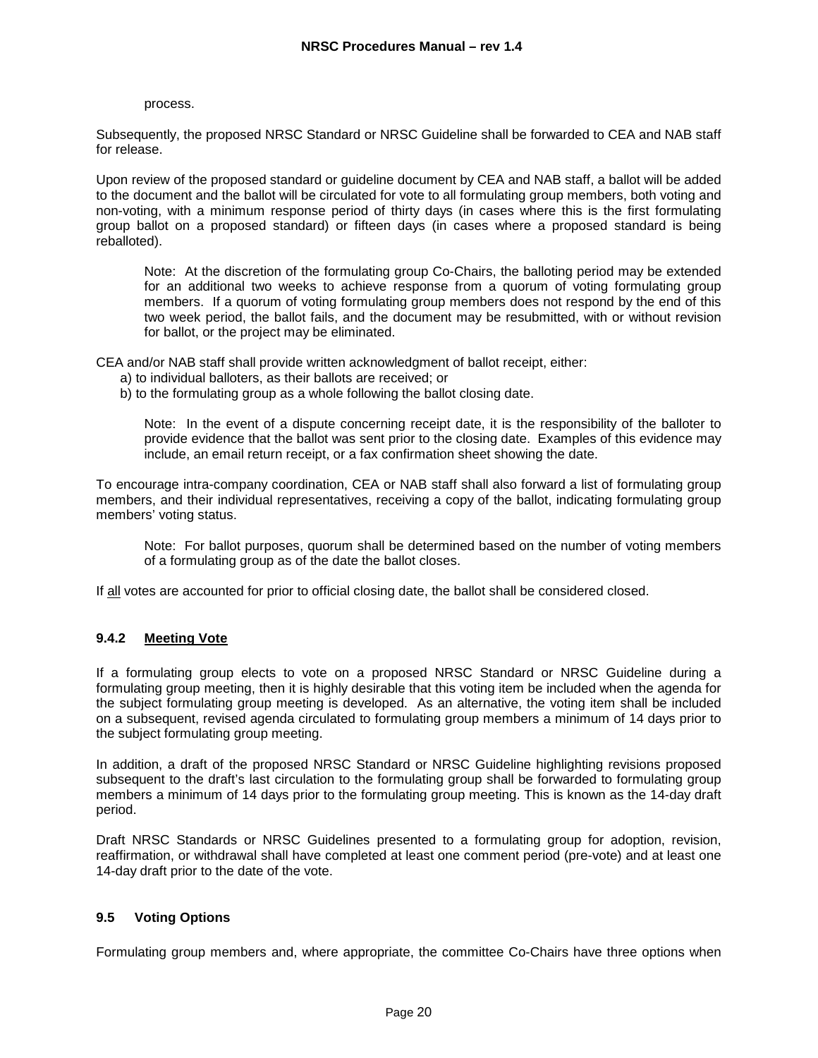process.

Subsequently, the proposed NRSC Standard or NRSC Guideline shall be forwarded to CEA and NAB staff for release.

Upon review of the proposed standard or guideline document by CEA and NAB staff, a ballot will be added to the document and the ballot will be circulated for vote to all formulating group members, both voting and non-voting, with a minimum response period of thirty days (in cases where this is the first formulating group ballot on a proposed standard) or fifteen days (in cases where a proposed standard is being reballoted).

> Note: At the discretion of the formulating group Co-Chairs, the balloting period may be extended for an additional two weeks to achieve response from a quorum of voting formulating group members. If a quorum of voting formulating group members does not respond by the end of this two week period, the ballot fails, and the document may be resubmitted, with or without revision for ballot, or the project may be eliminated.

CEA and/or NAB staff shall provide written acknowledgment of ballot receipt, either:

a) to individual balloters, as their ballots are received; or
b) to the formulating group as a whole following the ballot closing date.

> Note: In the event of a dispute concerning receipt date, it is the responsibility of the balloter to provide evidence that the ballot was sent prior to the closing date. Examples of this evidence may include, an email return receipt, or a fax confirmation sheet showing the date.

To encourage intra-company coordination, CEA or NAB staff shall also forward a list of formulating group members, and their individual representatives, receiving a copy of the ballot, indicating formulating group members' voting status.

> Note: For ballot purposes, quorum shall be determined based on the number of voting members of a formulating group as of the date the ballot closes.

If <u>all</u> votes are accounted for prior to official closing date, the ballot shall be considered closed.

#### 9.4.2 Meeting Vote

If a formulating group elects to vote on a proposed NRSC Standard or NRSC Guideline during a formulating group meeting, then it is highly desirable that this voting item be included when the agenda for the subject formulating group meeting is developed. As an alternative, the voting item shall be included on a subsequent, revised agenda circulated to formulating group members a minimum of 14 days prior to the subject formulating group meeting.

In addition, a draft of the proposed NRSC Standard or NRSC Guideline highlighting revisions proposed subsequent to the draft's last circulation to the formulating group shall be forwarded to formulating group members a minimum of 14 days prior to the formulating group meeting. This is known as the 14-day draft period.

Draft NRSC Standards or NRSC Guidelines presented to a formulating group for adoption, revision, reaffirmation, or withdrawal shall have completed at least one comment period (pre-vote) and at least one 14-day draft prior to the date of the vote.

### 9.5 Voting Options

Formulating group members and, where appropriate, the committee Co-Chairs have three options when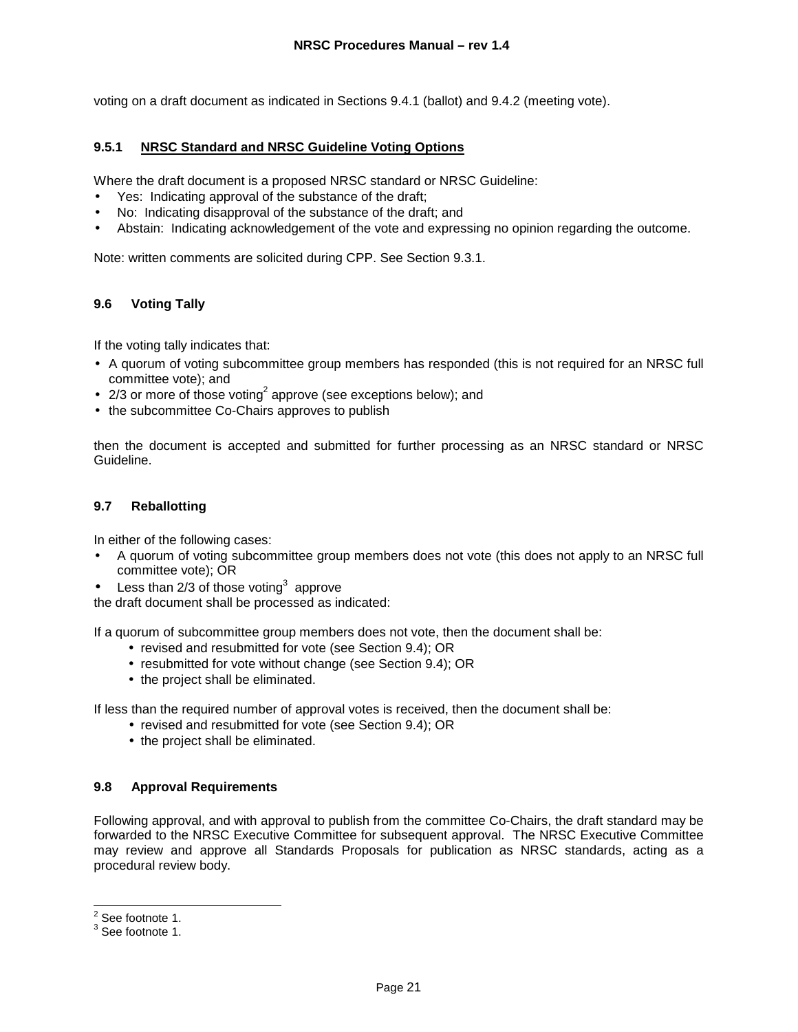voting on a draft document as indicated in Sections 9.4.1 (ballot) and 9.4.2 (meeting vote).

### 9.5.1 NRSC Standard and NRSC Guideline Voting Options

Where the draft document is a proposed NRSC standard or NRSC Guideline:

- Yes: Indicating approval of the substance of the draft;
- No: Indicating disapproval of the substance of the draft; and
- Abstain: Indicating acknowledgement of the vote and expressing no opinion regarding the outcome.

Note: written comments are solicited during CPP. See Section 9.3.1.

## 9.6 Voting Tally

If the voting tally indicates that:

- A quorum of voting subcommittee group members has responded (this is not required for an NRSC full committee vote); and
- 2/3 or more of those voting[2] approve (see exceptions below); and
- the subcommittee Co-Chairs approves to publish

then the document is accepted and submitted for further processing as an NRSC standard or NRSC Guideline.

## 9.7 Reballotting

In either of the following cases:

- A quorum of voting subcommittee group members does not vote (this does not apply to an NRSC full committee vote); OR
- Less than 2/3 of those voting[3] approve

the draft document shall be processed as indicated:

If a quorum of subcommittee group members does not vote, then the document shall be:

- revised and resubmitted for vote (see Section 9.4); OR
- resubmitted for vote without change (see Section 9.4); OR
- the project shall be eliminated.

If less than the required number of approval votes is received, then the document shall be:

- revised and resubmitted for vote (see Section 9.4); OR
- the project shall be eliminated.

## 9.8 Approval Requirements

Following approval, and with approval to publish from the committee Co-Chairs, the draft standard may be forwarded to the NRSC Executive Committee for subsequent approval. The NRSC Executive Committee may review and approve all Standards Proposals for publication as NRSC standards, acting as a procedural review body.

---

[2] See footnote 1.

[3] See footnote 1.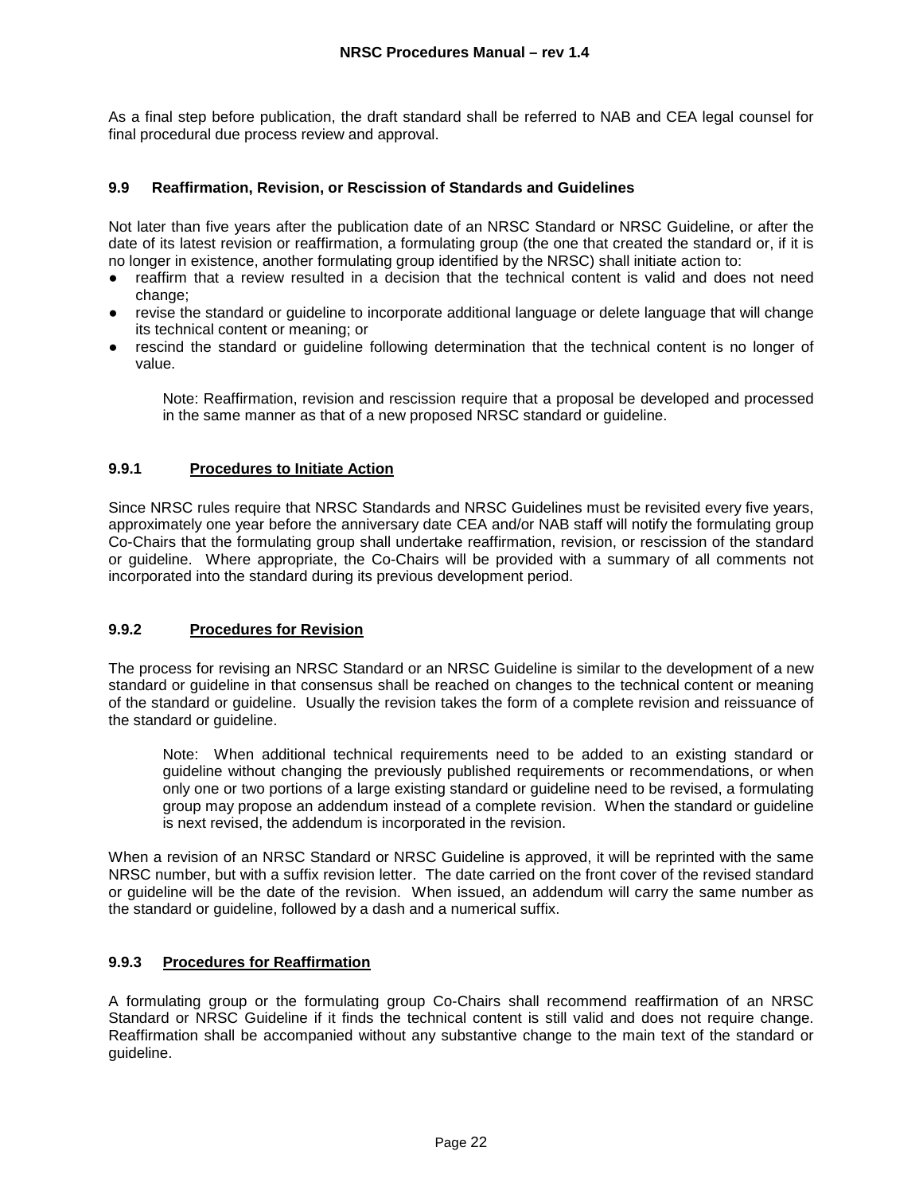As a final step before publication, the draft standard shall be referred to NAB and CEA legal counsel for final procedural due process review and approval.

## 9.9 Reaffirmation, Revision, or Rescission of Standards and Guidelines

Not later than five years after the publication date of an NRSC Standard or NRSC Guideline, or after the date of its latest revision or reaffirmation, a formulating group (the one that created the standard or, if it is no longer in existence, another formulating group identified by the NRSC) shall initiate action to:

- reaffirm that a review resulted in a decision that the technical content is valid and does not need change;
- revise the standard or guideline to incorporate additional language or delete language that will change its technical content or meaning; or
- rescind the standard or guideline following determination that the technical content is no longer of value.

> Note: Reaffirmation, revision and rescission require that a proposal be developed and processed in the same manner as that of a new proposed NRSC standard or guideline.

### 9.9.1 Procedures to Initiate Action

Since NRSC rules require that NRSC Standards and NRSC Guidelines must be revisited every five years, approximately one year before the anniversary date CEA and/or NAB staff will notify the formulating group Co-Chairs that the formulating group shall undertake reaffirmation, revision, or rescission of the standard or guideline. Where appropriate, the Co-Chairs will be provided with a summary of all comments not incorporated into the standard during its previous development period.

### 9.9.2 Procedures for Revision

The process for revising an NRSC Standard or an NRSC Guideline is similar to the development of a new standard or guideline in that consensus shall be reached on changes to the technical content or meaning of the standard or guideline. Usually the revision takes the form of a complete revision and reissuance of the standard or guideline.

> Note: When additional technical requirements need to be added to an existing standard or guideline without changing the previously published requirements or recommendations, or when only one or two portions of a large existing standard or guideline need to be revised, a formulating group may propose an addendum instead of a complete revision. When the standard or guideline is next revised, the addendum is incorporated in the revision.

When a revision of an NRSC Standard or NRSC Guideline is approved, it will be reprinted with the same NRSC number, but with a suffix revision letter. The date carried on the front cover of the revised standard or guideline will be the date of the revision. When issued, an addendum will carry the same number as the standard or guideline, followed by a dash and a numerical suffix.

### 9.9.3 Procedures for Reaffirmation

A formulating group or the formulating group Co-Chairs shall recommend reaffirmation of an NRSC Standard or NRSC Guideline if it finds the technical content is still valid and does not require change. Reaffirmation shall be accompanied without any substantive change to the main text of the standard or guideline.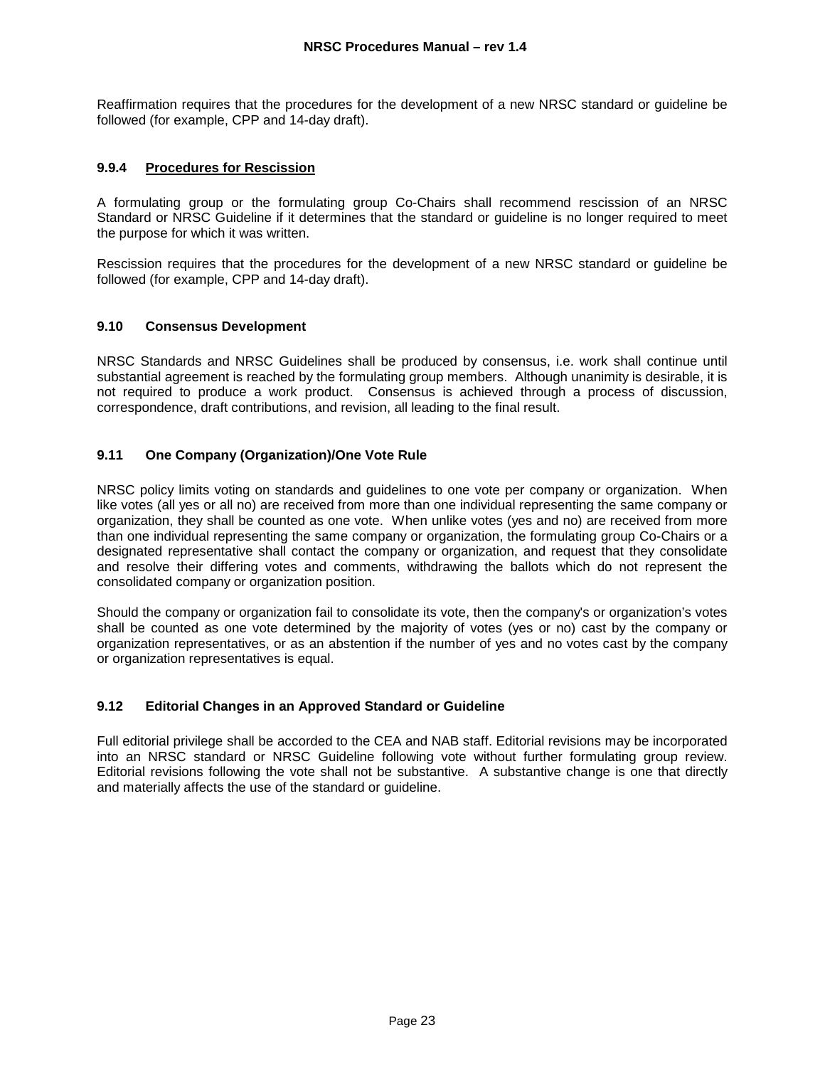Reaffirmation requires that the procedures for the development of a new NRSC standard or guideline be followed (for example, CPP and 14-day draft).

#### 9.9.4 Procedures for Rescission

A formulating group or the formulating group Co-Chairs shall recommend rescission of an NRSC Standard or NRSC Guideline if it determines that the standard or guideline is no longer required to meet the purpose for which it was written.

Rescission requires that the procedures for the development of a new NRSC standard or guideline be followed (for example, CPP and 14-day draft).

### 9.10 Consensus Development

NRSC Standards and NRSC Guidelines shall be produced by consensus, i.e. work shall continue until substantial agreement is reached by the formulating group members. Although unanimity is desirable, it is not required to produce a work product. Consensus is achieved through a process of discussion, correspondence, draft contributions, and revision, all leading to the final result.

### 9.11 One Company (Organization)/One Vote Rule

NRSC policy limits voting on standards and guidelines to one vote per company or organization. When like votes (all yes or all no) are received from more than one individual representing the same company or organization, they shall be counted as one vote. When unlike votes (yes and no) are received from more than one individual representing the same company or organization, the formulating group Co-Chairs or a designated representative shall contact the company or organization, and request that they consolidate and resolve their differing votes and comments, withdrawing the ballots which do not represent the consolidated company or organization position.

Should the company or organization fail to consolidate its vote, then the company's or organization's votes shall be counted as one vote determined by the majority of votes (yes or no) cast by the company or organization representatives, or as an abstention if the number of yes and no votes cast by the company or organization representatives is equal.

### 9.12 Editorial Changes in an Approved Standard or Guideline

Full editorial privilege shall be accorded to the CEA and NAB staff. Editorial revisions may be incorporated into an NRSC standard or NRSC Guideline following vote without further formulating group review. Editorial revisions following the vote shall not be substantive. A substantive change is one that directly and materially affects the use of the standard or guideline.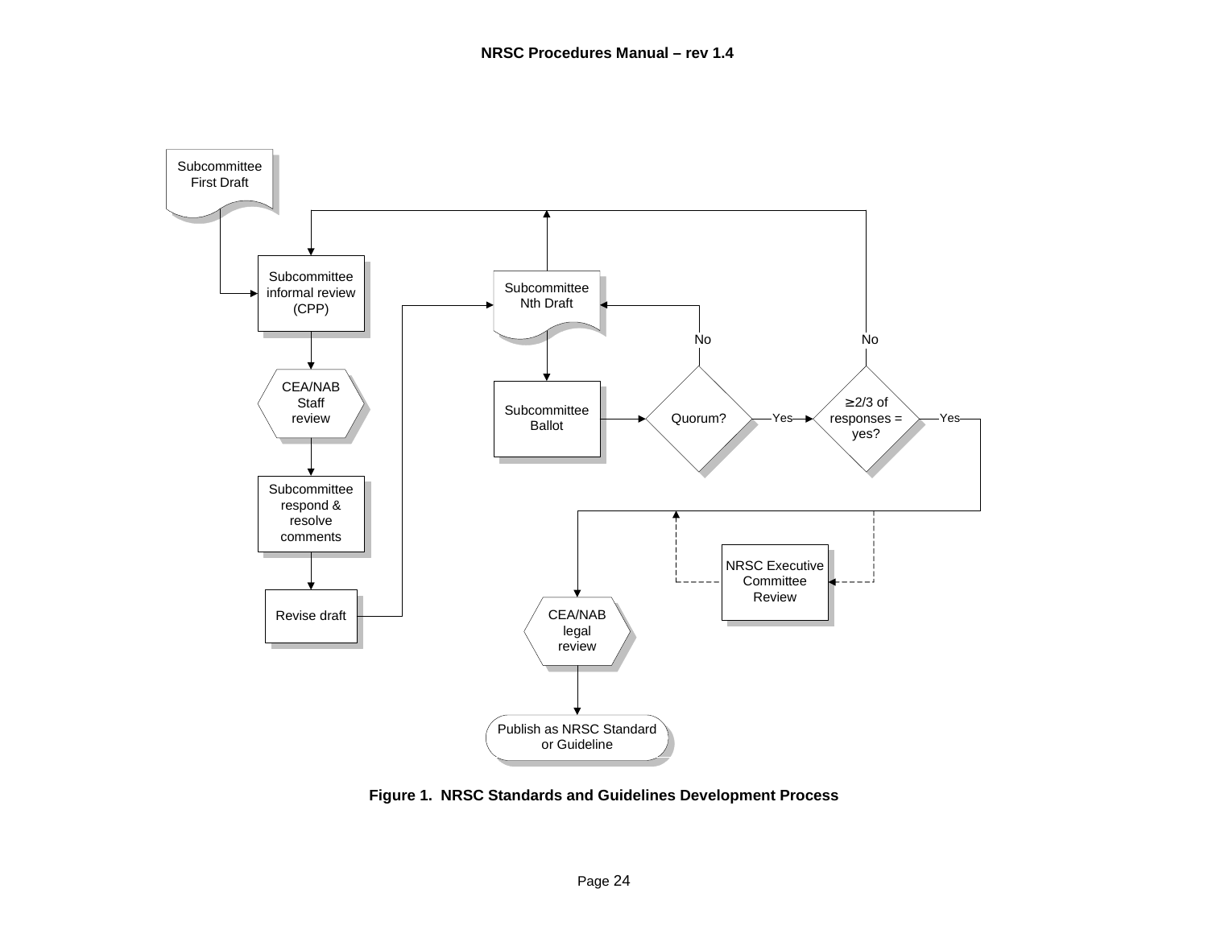Subcommittee First Draft

Subcommittee informal review (CPP)

CEA/NAB Staff review

Subcommittee respond & resolve comments

Revise draft

Subcommittee Nth Draft

Subcommittee Ballot

Quorum?

Yes

No

≥2/3 of responses = yes?

Yes

No

NRSC Executive Committee Review

CEA/NAB legal review

Publish as NRSC Standard or Guideline

**Figure 1. NRSC Standards and Guidelines Development Process**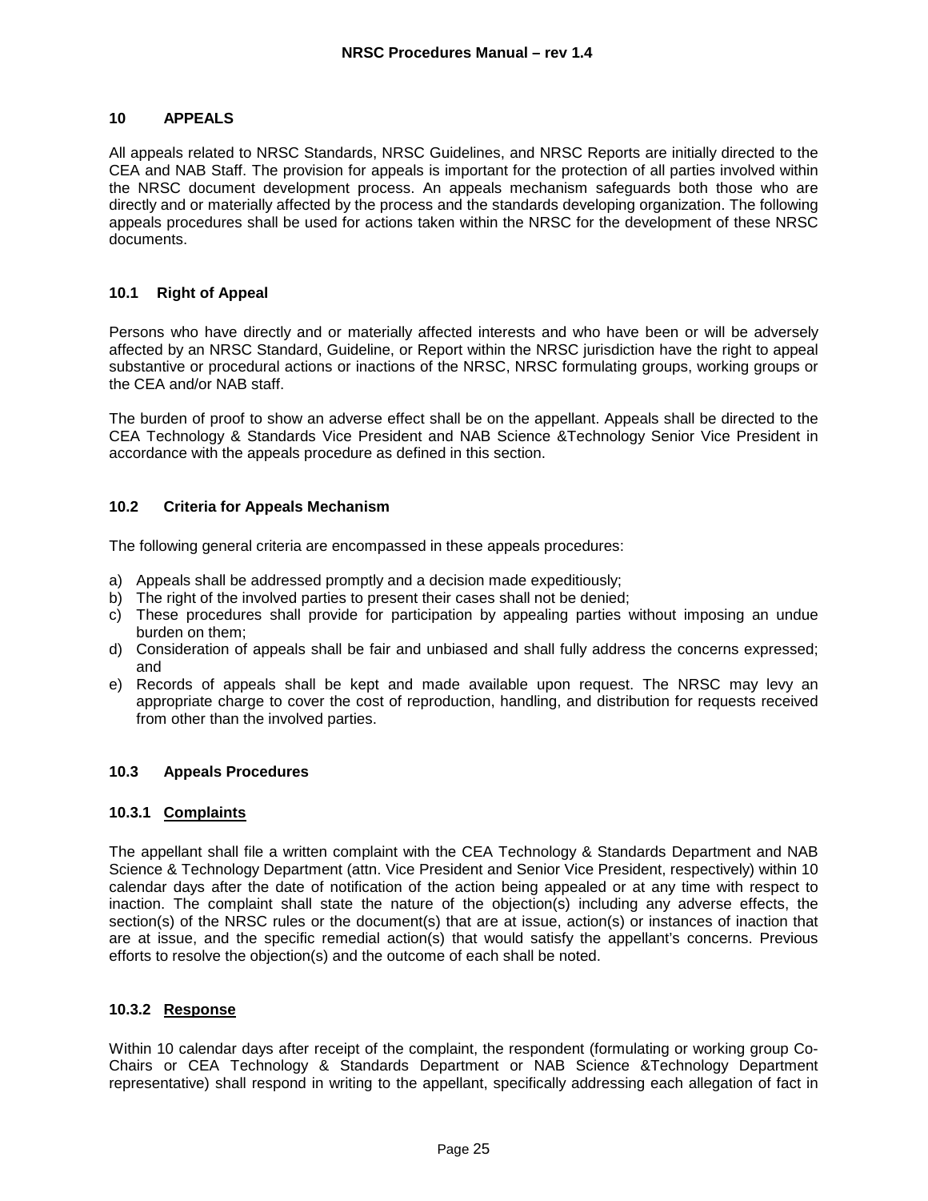## 10 APPEALS

All appeals related to NRSC Standards, NRSC Guidelines, and NRSC Reports are initially directed to the CEA and NAB Staff. The provision for appeals is important for the protection of all parties involved within the NRSC document development process. An appeals mechanism safeguards both those who are directly and or materially affected by the process and the standards developing organization. The following appeals procedures shall be used for actions taken within the NRSC for the development of these NRSC documents.

### 10.1 Right of Appeal

Persons who have directly and or materially affected interests and who have been or will be adversely affected by an NRSC Standard, Guideline, or Report within the NRSC jurisdiction have the right to appeal substantive or procedural actions or inactions of the NRSC, NRSC formulating groups, working groups or the CEA and/or NAB staff.

The burden of proof to show an adverse effect shall be on the appellant. Appeals shall be directed to the CEA Technology & Standards Vice President and NAB Science &Technology Senior Vice President in accordance with the appeals procedure as defined in this section.

### 10.2 Criteria for Appeals Mechanism

The following general criteria are encompassed in these appeals procedures:

a) Appeals shall be addressed promptly and a decision made expeditiously;
b) The right of the involved parties to present their cases shall not be denied;
c) These procedures shall provide for participation by appealing parties without imposing an undue burden on them;
d) Consideration of appeals shall be fair and unbiased and shall fully address the concerns expressed; and
e) Records of appeals shall be kept and made available upon request. The NRSC may levy an appropriate charge to cover the cost of reproduction, handling, and distribution for requests received from other than the involved parties.

### 10.3 Appeals Procedures

#### 10.3.1 <u>Complaints</u>

The appellant shall file a written complaint with the CEA Technology & Standards Department and NAB Science & Technology Department (attn. Vice President and Senior Vice President, respectively) within 10 calendar days after the date of notification of the action being appealed or at any time with respect to inaction. The complaint shall state the nature of the objection(s) including any adverse effects, the section(s) of the NRSC rules or the document(s) that are at issue, action(s) or instances of inaction that are at issue, and the specific remedial action(s) that would satisfy the appellant's concerns. Previous efforts to resolve the objection(s) and the outcome of each shall be noted.

#### 10.3.2 <u>Response</u>

Within 10 calendar days after receipt of the complaint, the respondent (formulating or working group Co-Chairs or CEA Technology & Standards Department or NAB Science &Technology Department representative) shall respond in writing to the appellant, specifically addressing each allegation of fact in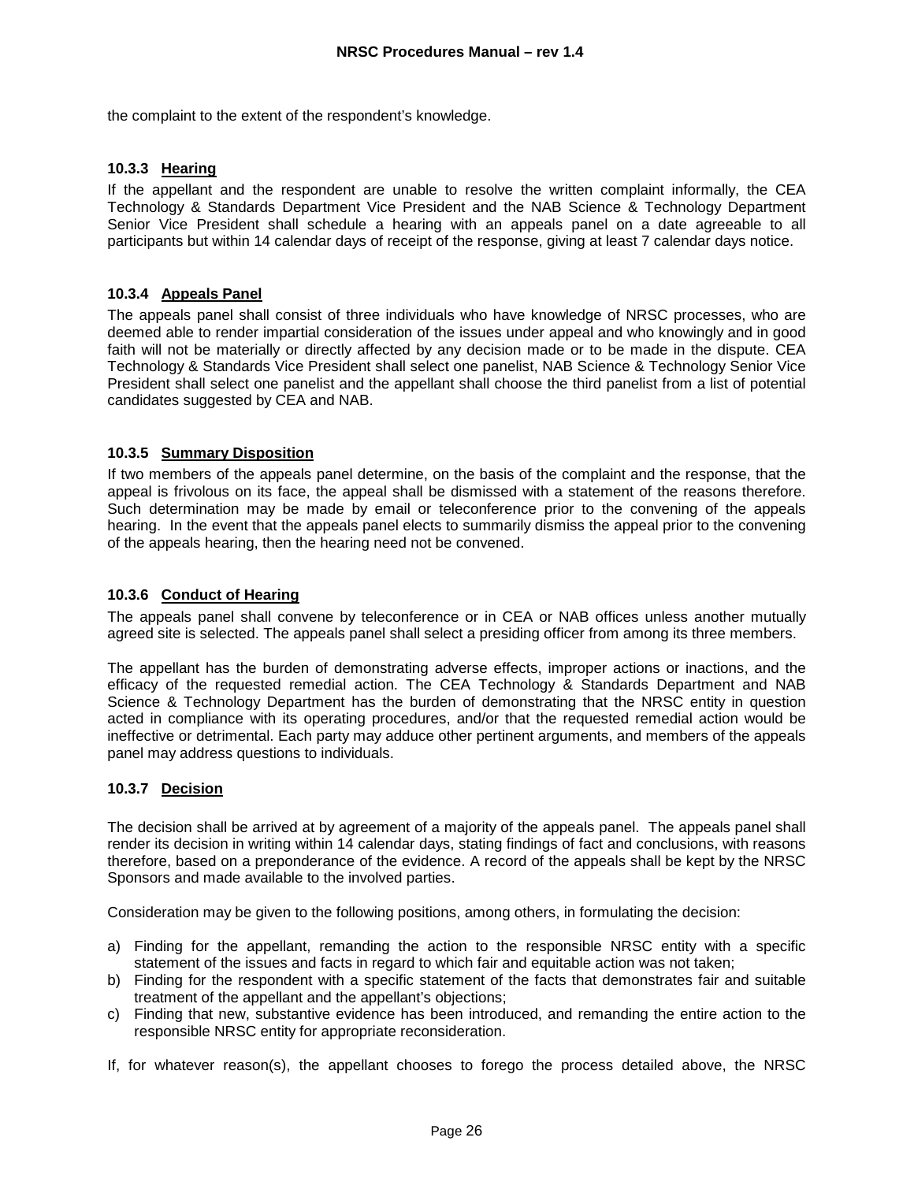the complaint to the extent of the respondent's knowledge.

### 10.3.3 Hearing

If the appellant and the respondent are unable to resolve the written complaint informally, the CEA Technology & Standards Department Vice President and the NAB Science & Technology Department Senior Vice President shall schedule a hearing with an appeals panel on a date agreeable to all participants but within 14 calendar days of receipt of the response, giving at least 7 calendar days notice.

### 10.3.4 Appeals Panel

The appeals panel shall consist of three individuals who have knowledge of NRSC processes, who are deemed able to render impartial consideration of the issues under appeal and who knowingly and in good faith will not be materially or directly affected by any decision made or to be made in the dispute. CEA Technology & Standards Vice President shall select one panelist, NAB Science & Technology Senior Vice President shall select one panelist and the appellant shall choose the third panelist from a list of potential candidates suggested by CEA and NAB.

### 10.3.5 Summary Disposition

If two members of the appeals panel determine, on the basis of the complaint and the response, that the appeal is frivolous on its face, the appeal shall be dismissed with a statement of the reasons therefore. Such determination may be made by email or teleconference prior to the convening of the appeals hearing. In the event that the appeals panel elects to summarily dismiss the appeal prior to the convening of the appeals hearing, then the hearing need not be convened.

### 10.3.6 Conduct of Hearing

The appeals panel shall convene by teleconference or in CEA or NAB offices unless another mutually agreed site is selected. The appeals panel shall select a presiding officer from among its three members.

The appellant has the burden of demonstrating adverse effects, improper actions or inactions, and the efficacy of the requested remedial action. The CEA Technology & Standards Department and NAB Science & Technology Department has the burden of demonstrating that the NRSC entity in question acted in compliance with its operating procedures, and/or that the requested remedial action would be ineffective or detrimental. Each party may adduce other pertinent arguments, and members of the appeals panel may address questions to individuals.

### 10.3.7 Decision

The decision shall be arrived at by agreement of a majority of the appeals panel. The appeals panel shall render its decision in writing within 14 calendar days, stating findings of fact and conclusions, with reasons therefore, based on a preponderance of the evidence. A record of the appeals shall be kept by the NRSC Sponsors and made available to the involved parties.

Consideration may be given to the following positions, among others, in formulating the decision:

a) Finding for the appellant, remanding the action to the responsible NRSC entity with a specific statement of the issues and facts in regard to which fair and equitable action was not taken;
b) Finding for the respondent with a specific statement of the facts that demonstrates fair and suitable treatment of the appellant and the appellant's objections;
c) Finding that new, substantive evidence has been introduced, and remanding the entire action to the responsible NRSC entity for appropriate reconsideration.

If, for whatever reason(s), the appellant chooses to forego the process detailed above, the NRSC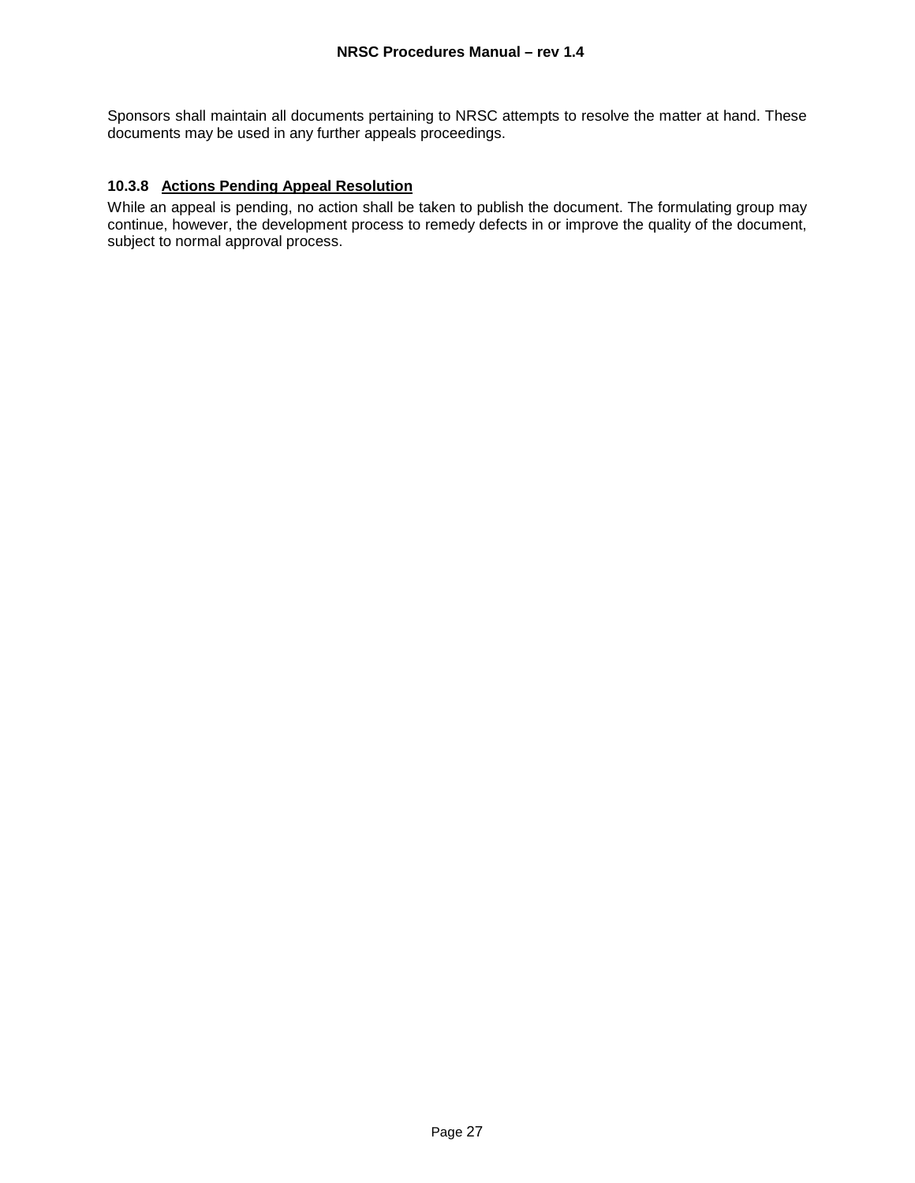Sponsors shall maintain all documents pertaining to NRSC attempts to resolve the matter at hand. These documents may be used in any further appeals proceedings.

#### 10.3.8 Actions Pending Appeal Resolution

While an appeal is pending, no action shall be taken to publish the document. The formulating group may continue, however, the development process to remedy defects in or improve the quality of the document, subject to normal approval process.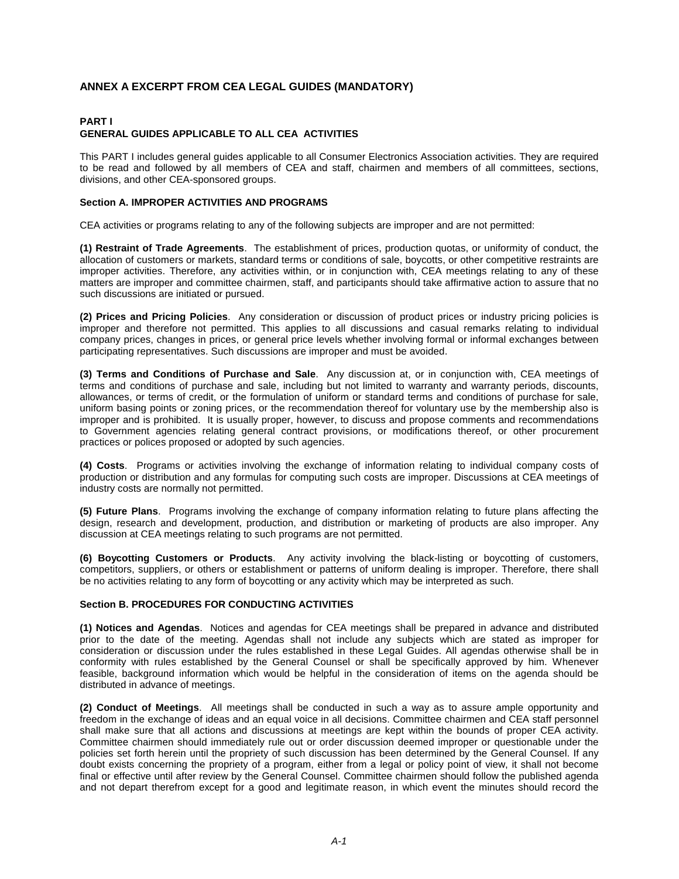## ANNEX A EXCERPT FROM CEA LEGAL GUIDES (MANDATORY)

### PART I
### GENERAL GUIDES APPLICABLE TO ALL CEA ACTIVITIES

This PART I includes general guides applicable to all Consumer Electronics Association activities. They are required to be read and followed by all members of CEA and staff, chairmen and members of all committees, sections, divisions, and other CEA-sponsored groups.

#### Section A. IMPROPER ACTIVITIES AND PROGRAMS

CEA activities or programs relating to any of the following subjects are improper and are not permitted:

**(1) Restraint of Trade Agreements**. The establishment of prices, production quotas, or uniformity of conduct, the allocation of customers or markets, standard terms or conditions of sale, boycotts, or other competitive restraints are improper activities. Therefore, any activities within, or in conjunction with, CEA meetings relating to any of these matters are improper and committee chairmen, staff, and participants should take affirmative action to assure that no such discussions are initiated or pursued.

**(2) Prices and Pricing Policies**. Any consideration or discussion of product prices or industry pricing policies is improper and therefore not permitted. This applies to all discussions and casual remarks relating to individual company prices, changes in prices, or general price levels whether involving formal or informal exchanges between participating representatives. Such discussions are improper and must be avoided.

**(3) Terms and Conditions of Purchase and Sale**. Any discussion at, or in conjunction with, CEA meetings of terms and conditions of purchase and sale, including but not limited to warranty and warranty periods, discounts, allowances, or terms of credit, or the formulation of uniform or standard terms and conditions of purchase for sale, uniform basing points or zoning prices, or the recommendation thereof for voluntary use by the membership also is improper and is prohibited. It is usually proper, however, to discuss and propose comments and recommendations to Government agencies relating general contract provisions, or modifications thereof, or other procurement practices or polices proposed or adopted by such agencies.

**(4) Costs**. Programs or activities involving the exchange of information relating to individual company costs of production or distribution and any formulas for computing such costs are improper. Discussions at CEA meetings of industry costs are normally not permitted.

**(5) Future Plans**. Programs involving the exchange of company information relating to future plans affecting the design, research and development, production, and distribution or marketing of products are also improper. Any discussion at CEA meetings relating to such programs are not permitted.

**(6) Boycotting Customers or Products**. Any activity involving the black-listing or boycotting of customers, competitors, suppliers, or others or establishment or patterns of uniform dealing is improper. Therefore, there shall be no activities relating to any form of boycotting or any activity which may be interpreted as such.

#### Section B. PROCEDURES FOR CONDUCTING ACTIVITIES

**(1) Notices and Agendas**. Notices and agendas for CEA meetings shall be prepared in advance and distributed prior to the date of the meeting. Agendas shall not include any subjects which are stated as improper for consideration or discussion under the rules established in these Legal Guides. All agendas otherwise shall be in conformity with rules established by the General Counsel or shall be specifically approved by him. Whenever feasible, background information which would be helpful in the consideration of items on the agenda should be distributed in advance of meetings.

**(2) Conduct of Meetings**. All meetings shall be conducted in such a way as to assure ample opportunity and freedom in the exchange of ideas and an equal voice in all decisions. Committee chairmen and CEA staff personnel shall make sure that all actions and discussions at meetings are kept within the bounds of proper CEA activity. Committee chairmen should immediately rule out or order discussion deemed improper or questionable under the policies set forth herein until the propriety of such discussion has been determined by the General Counsel. If any doubt exists concerning the propriety of a program, either from a legal or policy point of view, it shall not become final or effective until after review by the General Counsel. Committee chairmen should follow the published agenda and not depart therefrom except for a good and legitimate reason, in which event the minutes should record the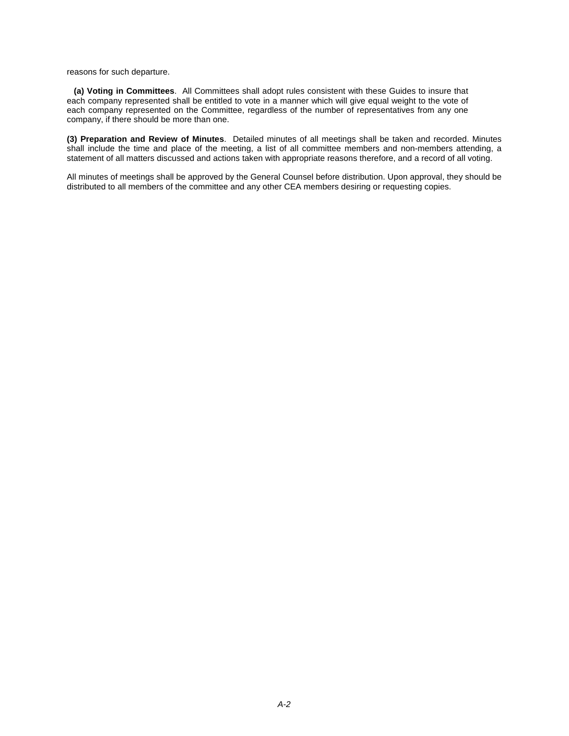reasons for such departure.

**(a) Voting in Committees**. All Committees shall adopt rules consistent with these Guides to insure that each company represented shall be entitled to vote in a manner which will give equal weight to the vote of each company represented on the Committee, regardless of the number of representatives from any one company, if there should be more than one.

**(3) Preparation and Review of Minutes**. Detailed minutes of all meetings shall be taken and recorded. Minutes shall include the time and place of the meeting, a list of all committee members and non-members attending, a statement of all matters discussed and actions taken with appropriate reasons therefore, and a record of all voting.

All minutes of meetings shall be approved by the General Counsel before distribution. Upon approval, they should be distributed to all members of the committee and any other CEA members desiring or requesting copies.